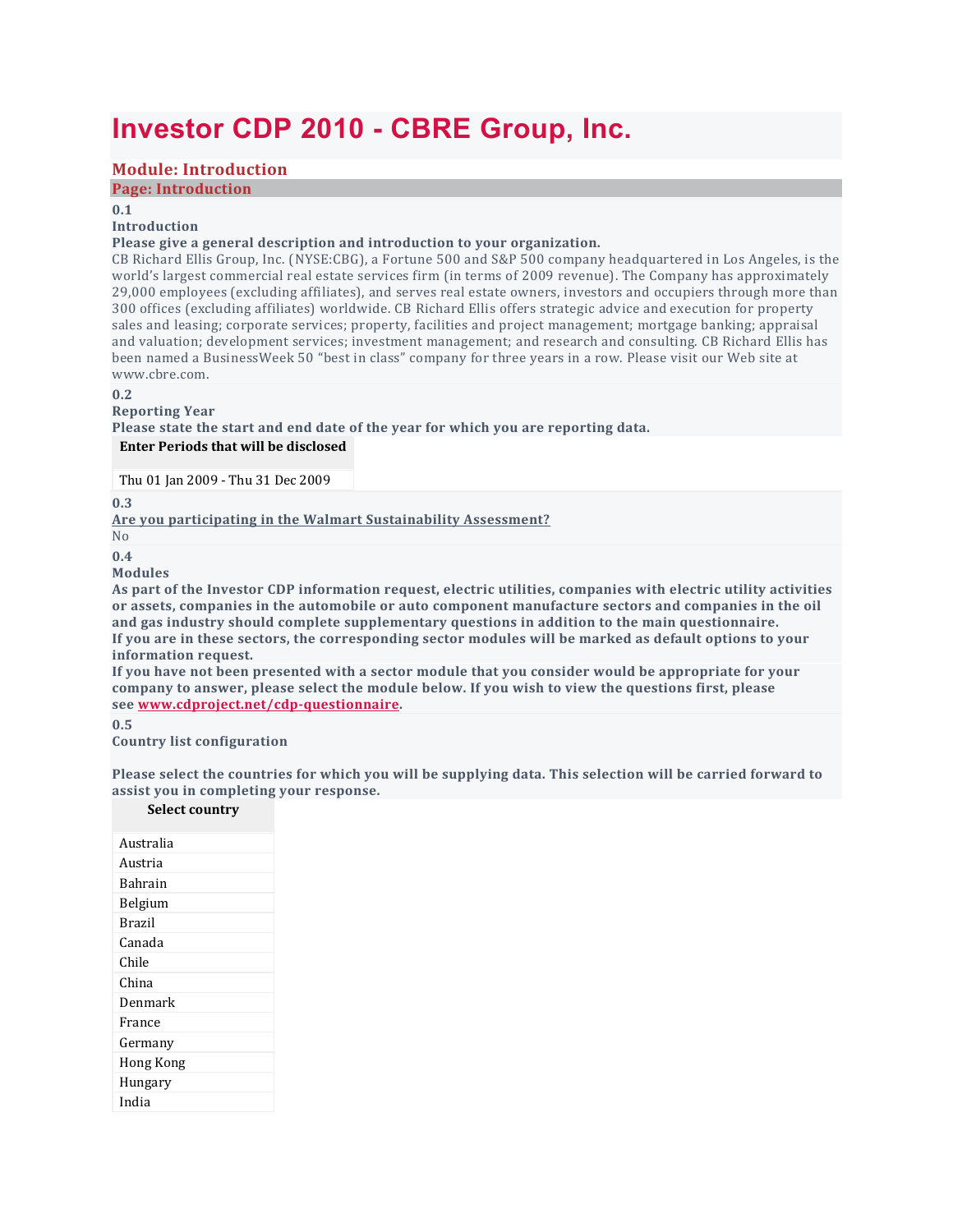# Investor CDP 2010 - CBRE Group, Inc.

## Module: Introduction

### Page: Introduction

**0.1**

**Introduction**

**Please give a general description and introduction to your organization.**

CB Richard Ellis Group, Inc. (NYSE:CBG), a Fortune 500 and S&P 500 company headquartered in Los Angeles, is the world's largest commercial real estate services firm (in terms of 2009 revenue). The Company has approximately 29,000 employees (excluding affiliates), and serves real estate owners, investors and occupiers through more than 300 offices (excluding affiliates) worldwide. CB Richard Ellis offers strategic advice and execution for property sales and leasing; corporate services; property, facilities and project management; mortgage banking; appraisal and valuation; development services; investment management; and research and consulting. CB Richard Ellis has been named a BusinessWeek 50 "best in class" company for three years in a row. Please visit our Web site at www.cbre.com.

**0.2**

**Reporting Year**

**Please state the start and end date of the year for which you are reporting data.**

| Enter Periods that will be disclosed |
| --- |
| Thu 01 Jan 2009 - Thu 31 Dec 2009 |

**0.3**

**Are you participating in the Walmart Sustainability Assessment?**

No

**0.4**

**Modules**

**As part of the Investor CDP information request, electric utilities, companies with electric utility activities or assets, companies in the automobile or auto component manufacture sectors and companies in the oil and gas industry should complete supplementary questions in addition to the main questionnaire.**

**If you are in these sectors, the corresponding sector modules will be marked as default options to your information request.**

**If you have not been presented with a sector module that you consider would be appropriate for your company to answer, please select the module below. If you wish to view the questions first, please see www.cdproject.net/cdp-questionnaire.**

**0.5**

**Country list configuration**

**Please select the countries for which you will be supplying data. This selection will be carried forward to assist you in completing your response.**

| Select country |
| --- |
| Australia |
| Austria |
| Bahrain |
| Belgium |
| Brazil |
| Canada |
| Chile |
| China |
| Denmark |
| France |
| Germany |
| Hong Kong |
| Hungary |
| India |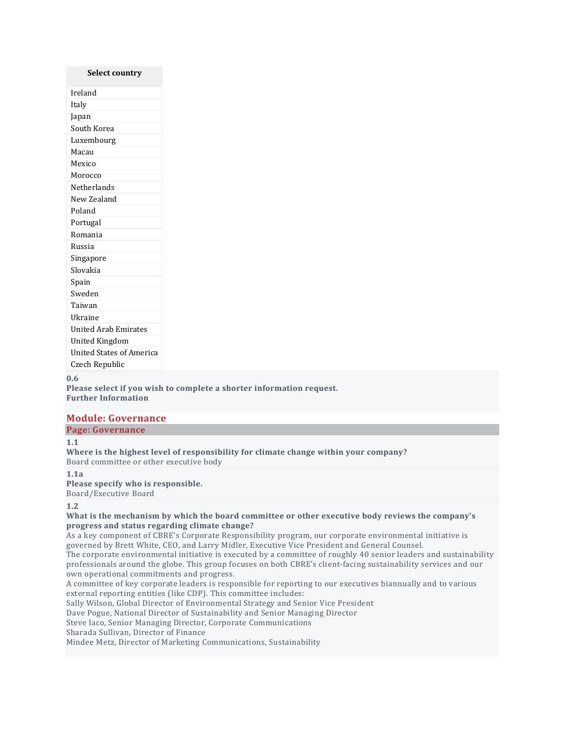| Select country |
| --- |
| Ireland |
| Italy |
| Japan |
| South Korea |
| Luxembourg |
| Macau |
| Mexico |
| Morocco |
| Netherlands |
| New Zealand |
| Poland |
| Portugal |
| Romania |
| Russia |
| Singapore |
| Slovakia |
| Spain |
| Sweden |
| Taiwan |
| Ukraine |
| United Arab Emirates |
| United Kingdom |
| United States of America |
| Czech Republic |

**0.6**
**Please select if you wish to complete a shorter information request.**
**Further Information**

## Module: Governance

### Page: Governance

**1.1**
**Where is the highest level of responsibility for climate change within your company?**
Board committee or other executive body

**1.1a**
**Please specify who is responsible.**
Board/Executive Board

**1.2**
**What is the mechanism by which the board committee or other executive body reviews the company's progress and status regarding climate change?**
As a key component of CBRE's Corporate Responsibility program, our corporate environmental initiative is governed by Brett White, CEO, and Larry Midler, Executive Vice President and General Counsel.
The corporate environmental initiative is executed by a committee of roughly 40 senior leaders and sustainability professionals around the globe. This group focuses on both CBRE's client-facing sustainability services and our own operational commitments and progress.
A committee of key corporate leaders is responsible for reporting to our executives biannually and to various external reporting entities (like CDP). This committee includes:
Sally Wilson, Global Director of Environmental Strategy and Senior Vice President
Dave Pogue, National Director of Sustainability and Senior Managing Director
Steve Iaco, Senior Managing Director, Corporate Communications
Sharada Sullivan, Director of Finance
Mindee Metz, Director of Marketing Communications, Sustainability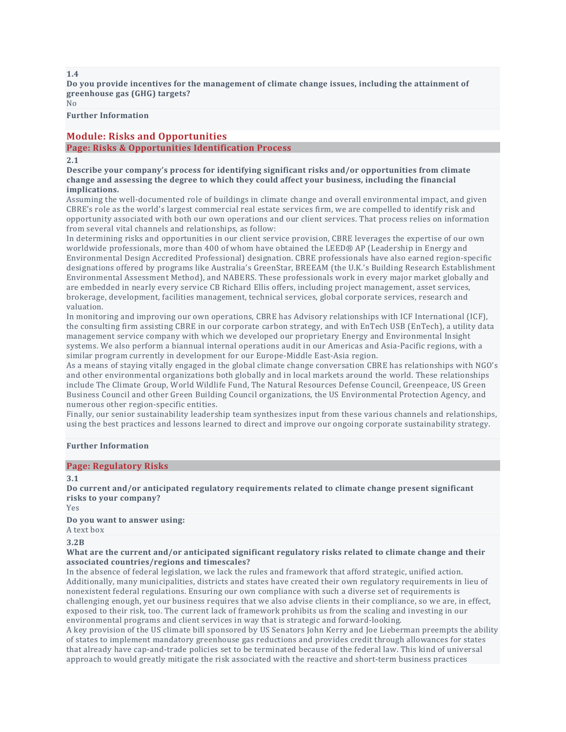**1.4**

**Do you provide incentives for the management of climate change issues, including the attainment of greenhouse gas (GHG) targets?**

No

**Further Information**

## Module: Risks and Opportunities

### Page: Risks & Opportunities Identification Process

**2.1**

**Describe your company's process for identifying significant risks and/or opportunities from climate change and assessing the degree to which they could affect your business, including the financial implications.**

Assuming the well-documented role of buildings in climate change and overall environmental impact, and given CBRE's role as the world's largest commercial real estate services firm, we are compelled to identify risk and opportunity associated with both our own operations and our client services. That process relies on information from several vital channels and relationships, as follow:

In determining risks and opportunities in our client service provision, CBRE leverages the expertise of our own worldwide professionals, more than 400 of whom have obtained the LEED® AP (Leadership in Energy and Environmental Design Accredited Professional) designation. CBRE professionals have also earned region-specific designations offered by programs like Australia's GreenStar, BREEAM (the U.K.'s Building Research Establishment Environmental Assessment Method), and NABERS. These professionals work in every major market globally and are embedded in nearly every service CB Richard Ellis offers, including project management, asset services, brokerage, development, facilities management, technical services, global corporate services, research and valuation.

In monitoring and improving our own operations, CBRE has Advisory relationships with ICF International (ICF), the consulting firm assisting CBRE in our corporate carbon strategy, and with EnTech USB (EnTech), a utility data management service company with which we developed our proprietary Energy and Environmental Insight systems. We also perform a biannual internal operations audit in our Americas and Asia-Pacific regions, with a similar program currently in development for our Europe-Middle East-Asia region.

As a means of staying vitally engaged in the global climate change conversation CBRE has relationships with NGO's and other environmental organizations both globally and in local markets around the world. These relationships include The Climate Group, World Wildlife Fund, The Natural Resources Defense Council, Greenpeace, US Green Business Council and other Green Building Council organizations, the US Environmental Protection Agency, and numerous other region-specific entities.

Finally, our senior sustainability leadership team synthesizes input from these various channels and relationships, using the best practices and lessons learned to direct and improve our ongoing corporate sustainability strategy.

**Further Information**

### Page: Regulatory Risks

**3.1**

**Do current and/or anticipated regulatory requirements related to climate change present significant risks to your company?**

Yes

**Do you want to answer using:**

A text box

**3.2B**

**What are the current and/or anticipated significant regulatory risks related to climate change and their associated countries/regions and timescales?**

In the absence of federal legislation, we lack the rules and framework that afford strategic, unified action. Additionally, many municipalities, districts and states have created their own regulatory requirements in lieu of nonexistent federal regulations. Ensuring our own compliance with such a diverse set of requirements is challenging enough, yet our business requires that we also advise clients in their compliance, so we are, in effect, exposed to their risk, too. The current lack of framework prohibits us from the scaling and investing in our environmental programs and client services in way that is strategic and forward-looking.

A key provision of the US climate bill sponsored by US Senators John Kerry and Joe Lieberman preempts the ability of states to implement mandatory greenhouse gas reductions and provides credit through allowances for states that already have cap-and-trade policies set to be terminated because of the federal law. This kind of universal approach to would greatly mitigate the risk associated with the reactive and short-term business practices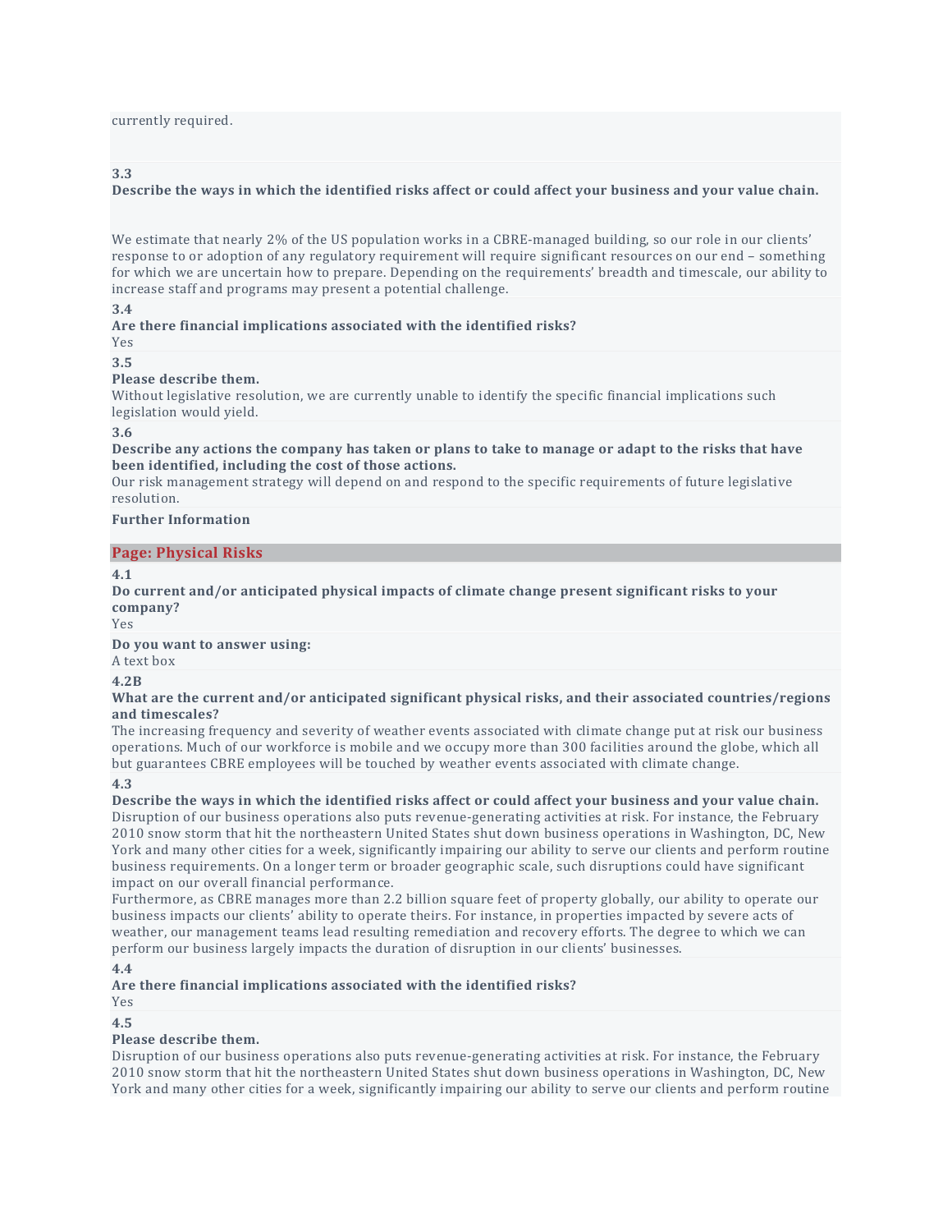currently required.

**3.3**

**Describe the ways in which the identified risks affect or could affect your business and your value chain.**

We estimate that nearly 2% of the US population works in a CBRE-managed building, so our role in our clients' response to or adoption of any regulatory requirement will require significant resources on our end – something for which we are uncertain how to prepare. Depending on the requirements' breadth and timescale, our ability to increase staff and programs may present a potential challenge.

**3.4**

**Are there financial implications associated with the identified risks?**

Yes

**3.5**

**Please describe them.**

Without legislative resolution, we are currently unable to identify the specific financial implications such legislation would yield.

**3.6**

**Describe any actions the company has taken or plans to take to manage or adapt to the risks that have been identified, including the cost of those actions.**

Our risk management strategy will depend on and respond to the specific requirements of future legislative resolution.

**Further Information**

## Page: Physical Risks

**4.1**

**Do current and/or anticipated physical impacts of climate change present significant risks to your company?**

Yes

**Do you want to answer using:**

A text box

**4.2B**

**What are the current and/or anticipated significant physical risks, and their associated countries/regions and timescales?**

The increasing frequency and severity of weather events associated with climate change put at risk our business operations. Much of our workforce is mobile and we occupy more than 300 facilities around the globe, which all but guarantees CBRE employees will be touched by weather events associated with climate change.

**4.3**

**Describe the ways in which the identified risks affect or could affect your business and your value chain.**

Disruption of our business operations also puts revenue-generating activities at risk. For instance, the February 2010 snow storm that hit the northeastern United States shut down business operations in Washington, DC, New York and many other cities for a week, significantly impairing our ability to serve our clients and perform routine business requirements. On a longer term or broader geographic scale, such disruptions could have significant impact on our overall financial performance.

Furthermore, as CBRE manages more than 2.2 billion square feet of property globally, our ability to operate our business impacts our clients' ability to operate theirs. For instance, in properties impacted by severe acts of weather, our management teams lead resulting remediation and recovery efforts. The degree to which we can perform our business largely impacts the duration of disruption in our clients' businesses.

**4.4**

**Are there financial implications associated with the identified risks?**

Yes

**4.5**

**Please describe them.**

Disruption of our business operations also puts revenue-generating activities at risk. For instance, the February 2010 snow storm that hit the northeastern United States shut down business operations in Washington, DC, New York and many other cities for a week, significantly impairing our ability to serve our clients and perform routine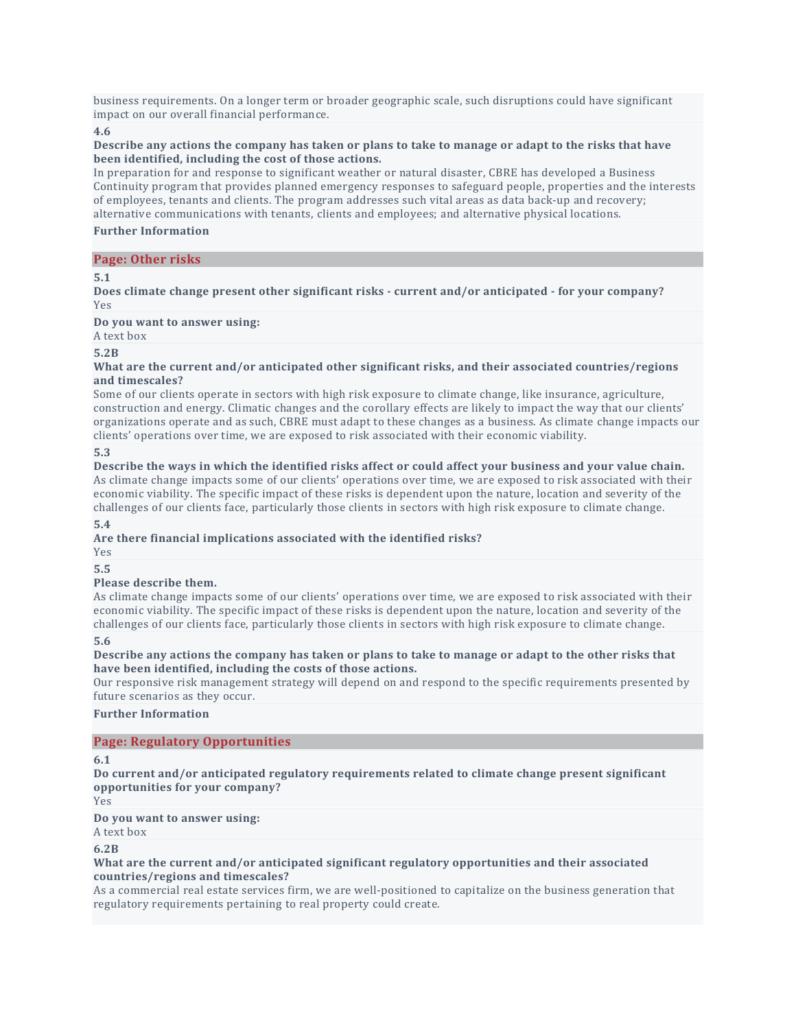business requirements. On a longer term or broader geographic scale, such disruptions could have significant impact on our overall financial performance.

**4.6**

**Describe any actions the company has taken or plans to take to manage or adapt to the risks that have been identified, including the cost of those actions.**

In preparation for and response to significant weather or natural disaster, CBRE has developed a Business Continuity program that provides planned emergency responses to safeguard people, properties and the interests of employees, tenants and clients. The program addresses such vital areas as data back-up and recovery; alternative communications with tenants, clients and employees; and alternative physical locations.

**Further Information**

## Page: Other risks

**5.1**

**Does climate change present other significant risks - current and/or anticipated - for your company?**

Yes

**Do you want to answer using:**

A text box

**5.2B**

**What are the current and/or anticipated other significant risks, and their associated countries/regions and timescales?**

Some of our clients operate in sectors with high risk exposure to climate change, like insurance, agriculture, construction and energy. Climatic changes and the corollary effects are likely to impact the way that our clients' organizations operate and as such, CBRE must adapt to these changes as a business. As climate change impacts our clients' operations over time, we are exposed to risk associated with their economic viability.

**5.3**

**Describe the ways in which the identified risks affect or could affect your business and your value chain.**

As climate change impacts some of our clients' operations over time, we are exposed to risk associated with their economic viability. The specific impact of these risks is dependent upon the nature, location and severity of the challenges of our clients face, particularly those clients in sectors with high risk exposure to climate change.

**5.4**

**Are there financial implications associated with the identified risks?**

Yes

**5.5**

**Please describe them.**

As climate change impacts some of our clients' operations over time, we are exposed to risk associated with their economic viability. The specific impact of these risks is dependent upon the nature, location and severity of the challenges of our clients face, particularly those clients in sectors with high risk exposure to climate change.

**5.6**

**Describe any actions the company has taken or plans to take to manage or adapt to the other risks that have been identified, including the costs of those actions.**

Our responsive risk management strategy will depend on and respond to the specific requirements presented by future scenarios as they occur.

**Further Information**

## Page: Regulatory Opportunities

**6.1**

**Do current and/or anticipated regulatory requirements related to climate change present significant opportunities for your company?**

Yes

**Do you want to answer using:**

A text box

**6.2B**

**What are the current and/or anticipated significant regulatory opportunities and their associated countries/regions and timescales?**

As a commercial real estate services firm, we are well-positioned to capitalize on the business generation that regulatory requirements pertaining to real property could create.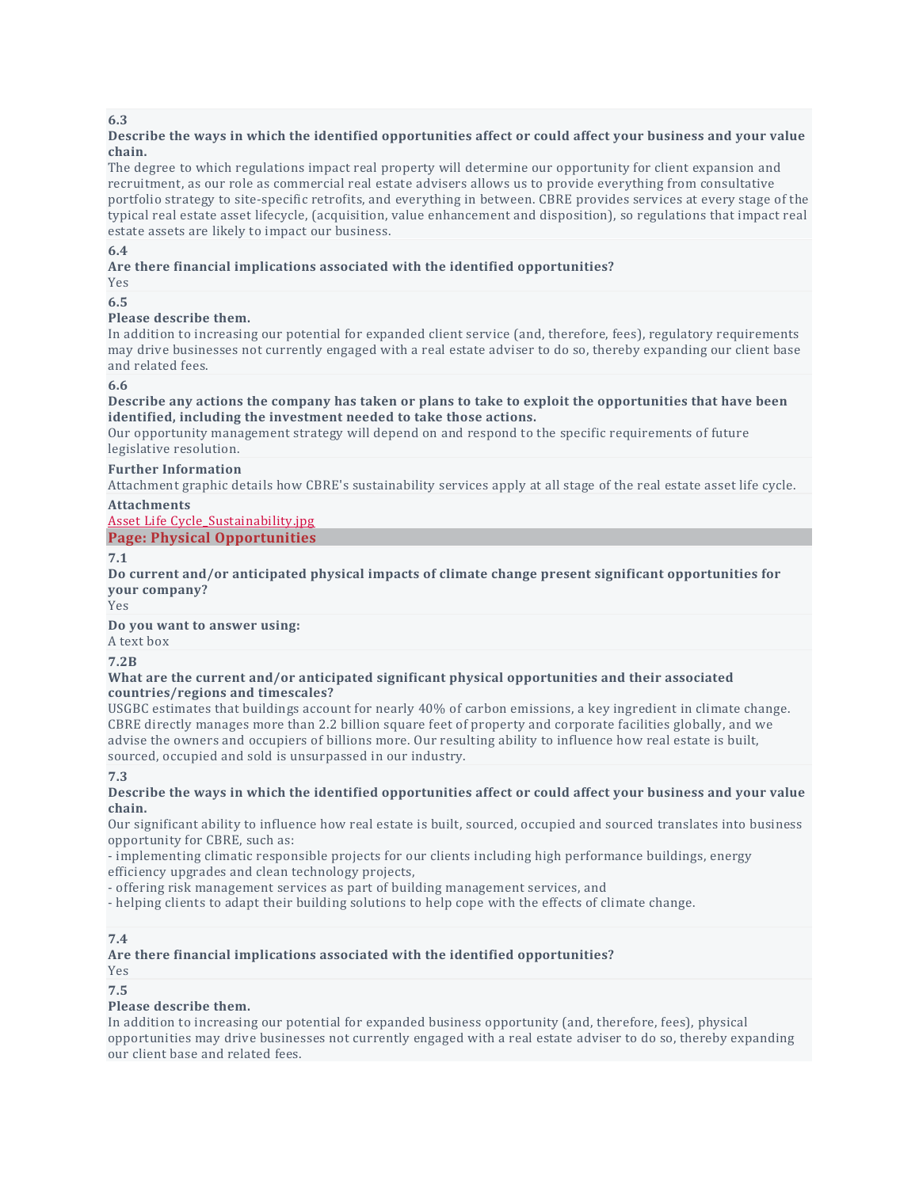**6.3**

**Describe the ways in which the identified opportunities affect or could affect your business and your value chain.**

The degree to which regulations impact real property will determine our opportunity for client expansion and recruitment, as our role as commercial real estate advisers allows us to provide everything from consultative portfolio strategy to site-specific retrofits, and everything in between. CBRE provides services at every stage of the typical real estate asset lifecycle, (acquisition, value enhancement and disposition), so regulations that impact real estate assets are likely to impact our business.

**6.4**

**Are there financial implications associated with the identified opportunities?**

Yes

**6.5**

**Please describe them.**

In addition to increasing our potential for expanded client service (and, therefore, fees), regulatory requirements may drive businesses not currently engaged with a real estate adviser to do so, thereby expanding our client base and related fees.

**6.6**

**Describe any actions the company has taken or plans to take to exploit the opportunities that have been identified, including the investment needed to take those actions.**

Our opportunity management strategy will depend on and respond to the specific requirements of future legislative resolution.

**Further Information**

Attachment graphic details how CBRE's sustainability services apply at all stage of the real estate asset life cycle.

**Attachments**

Asset Life Cycle_Sustainability.jpg

## Page: Physical Opportunities

**7.1**

**Do current and/or anticipated physical impacts of climate change present significant opportunities for your company?**

Yes

**Do you want to answer using:**

A text box

**7.2B**

**What are the current and/or anticipated significant physical opportunities and their associated countries/regions and timescales?**

USGBC estimates that buildings account for nearly 40% of carbon emissions, a key ingredient in climate change. CBRE directly manages more than 2.2 billion square feet of property and corporate facilities globally, and we advise the owners and occupiers of billions more. Our resulting ability to influence how real estate is built, sourced, occupied and sold is unsurpassed in our industry.

**7.3**

**Describe the ways in which the identified opportunities affect or could affect your business and your value chain.**

Our significant ability to influence how real estate is built, sourced, occupied and sourced translates into business opportunity for CBRE, such as:

- implementing climatic responsible projects for our clients including high performance buildings, energy efficiency upgrades and clean technology projects,
- offering risk management services as part of building management services, and
- helping clients to adapt their building solutions to help cope with the effects of climate change.

**7.4**

**Are there financial implications associated with the identified opportunities?**

Yes

**7.5**

**Please describe them.**

In addition to increasing our potential for expanded business opportunity (and, therefore, fees), physical opportunities may drive businesses not currently engaged with a real estate adviser to do so, thereby expanding our client base and related fees.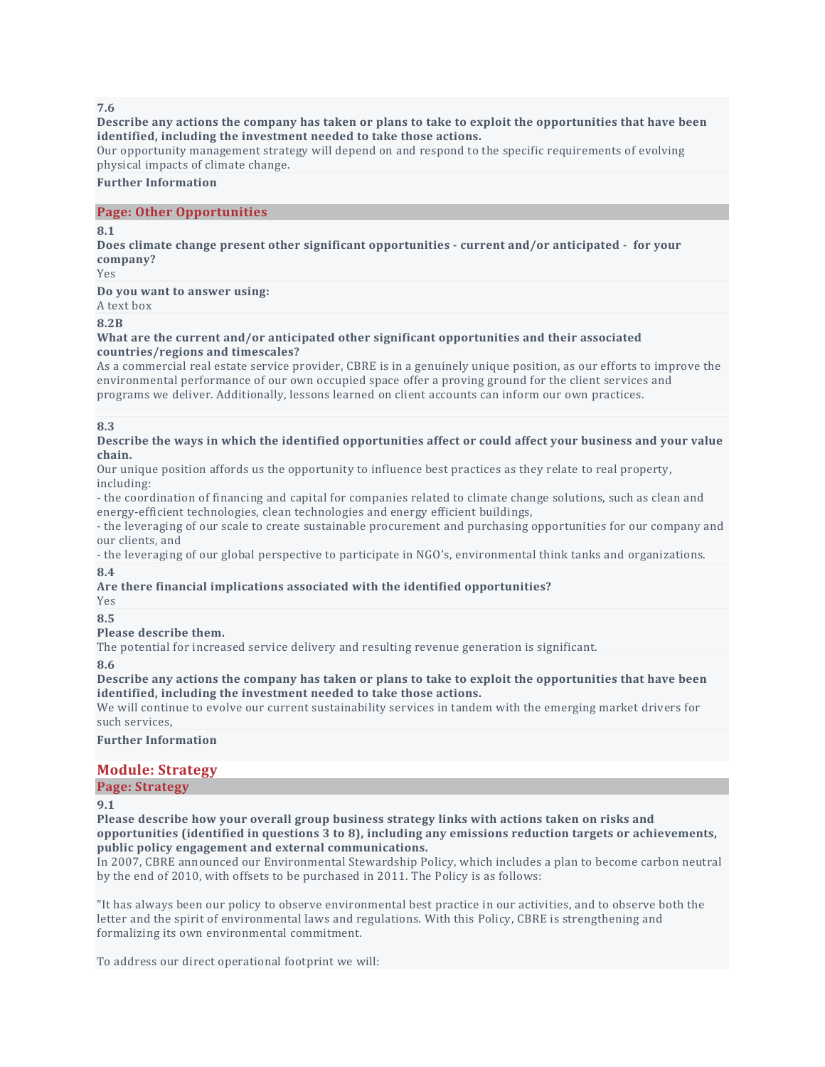**7.6**

**Describe any actions the company has taken or plans to take to exploit the opportunities that have been identified, including the investment needed to take those actions.**

Our opportunity management strategy will depend on and respond to the specific requirements of evolving physical impacts of climate change.

**Further Information**

## Page: Other Opportunities

**8.1**

**Does climate change present other significant opportunities - current and/or anticipated - for your company?**

Yes

**Do you want to answer using:**

A text box

**8.2B**

**What are the current and/or anticipated other significant opportunities and their associated countries/regions and timescales?**

As a commercial real estate service provider, CBRE is in a genuinely unique position, as our efforts to improve the environmental performance of our own occupied space offer a proving ground for the client services and programs we deliver. Additionally, lessons learned on client accounts can inform our own practices.

**8.3**

**Describe the ways in which the identified opportunities affect or could affect your business and your value chain.**

Our unique position affords us the opportunity to influence best practices as they relate to real property, including:

- the coordination of financing and capital for companies related to climate change solutions, such as clean and energy-efficient technologies, clean technologies and energy efficient buildings,
- the leveraging of our scale to create sustainable procurement and purchasing opportunities for our company and our clients, and
- the leveraging of our global perspective to participate in NGO's, environmental think tanks and organizations.

**8.4**

**Are there financial implications associated with the identified opportunities?**

Yes

**8.5**

**Please describe them.**

The potential for increased service delivery and resulting revenue generation is significant.

**8.6**

**Describe any actions the company has taken or plans to take to exploit the opportunities that have been identified, including the investment needed to take those actions.**

We will continue to evolve our current sustainability services in tandem with the emerging market drivers for such services,

**Further Information**

# Module: Strategy

## Page: Strategy

**9.1**

**Please describe how your overall group business strategy links with actions taken on risks and opportunities (identified in questions 3 to 8), including any emissions reduction targets or achievements, public policy engagement and external communications.**

In 2007, CBRE announced our Environmental Stewardship Policy, which includes a plan to become carbon neutral by the end of 2010, with offsets to be purchased in 2011. The Policy is as follows:

"It has always been our policy to observe environmental best practice in our activities, and to observe both the letter and the spirit of environmental laws and regulations. With this Policy, CBRE is strengthening and formalizing its own environmental commitment.

To address our direct operational footprint we will: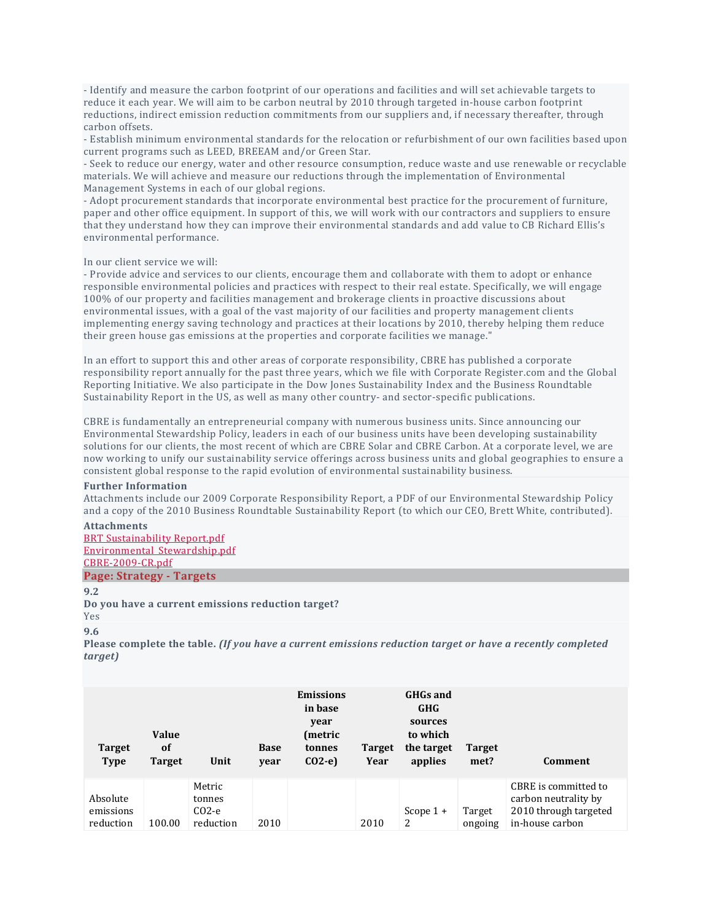- Identify and measure the carbon footprint of our operations and facilities and will set achievable targets to reduce it each year. We will aim to be carbon neutral by 2010 through targeted in-house carbon footprint reductions, indirect emission reduction commitments from our suppliers and, if necessary thereafter, through carbon offsets.
- Establish minimum environmental standards for the relocation or refurbishment of our own facilities based upon current programs such as LEED, BREEAM and/or Green Star.
- Seek to reduce our energy, water and other resource consumption, reduce waste and use renewable or recyclable materials. We will achieve and measure our reductions through the implementation of Environmental Management Systems in each of our global regions.
- Adopt procurement standards that incorporate environmental best practice for the procurement of furniture, paper and other office equipment. In support of this, we will work with our contractors and suppliers to ensure that they understand how they can improve their environmental standards and add value to CB Richard Ellis's environmental performance.

In our client service we will:
- Provide advice and services to our clients, encourage them and collaborate with them to adopt or enhance responsible environmental policies and practices with respect to their real estate. Specifically, we will engage 100% of our property and facilities management and brokerage clients in proactive discussions about environmental issues, with a goal of the vast majority of our facilities and property management clients implementing energy saving technology and practices at their locations by 2010, thereby helping them reduce their green house gas emissions at the properties and corporate facilities we manage."

In an effort to support this and other areas of corporate responsibility, CBRE has published a corporate responsibility report annually for the past three years, which we file with Corporate Register.com and the Global Reporting Initiative. We also participate in the Dow Jones Sustainability Index and the Business Roundtable Sustainability Report in the US, as well as many other country- and sector-specific publications.

CBRE is fundamentally an entrepreneurial company with numerous business units. Since announcing our Environmental Stewardship Policy, leaders in each of our business units have been developing sustainability solutions for our clients, the most recent of which are CBRE Solar and CBRE Carbon. At a corporate level, we are now working to unify our sustainability service offerings across business units and global geographies to ensure a consistent global response to the rapid evolution of environmental sustainability business.

**Further Information**

Attachments include our 2009 Corporate Responsibility Report, a PDF of our Environmental Stewardship Policy and a copy of the 2010 Business Roundtable Sustainability Report (to which our CEO, Brett White, contributed).

**Attachments**

BRT Sustainability Report.pdf
Environmental_Stewardship.pdf
CBRE-2009-CR.pdf

## Page: Strategy - Targets

**9.2**

**Do you have a current emissions reduction target?**

Yes

**9.6**

**Please complete the table.** ***(If you have a current emissions reduction target or have a recently completed target)***

| Target Type | Value of Target | Unit | Base year | Emissions in base year (metric tonnes CO2-e) | Target Year | GHGs and GHG sources to which the target applies | Target met? | Comment |
|---|---|---|---|---|---|---|---|---|
| Absolute emissions reduction | 100.00 | Metric tonnes CO2-e reduction | 2010 | | 2010 | Scope 1 + 2 | Target ongoing | CBRE is committed to carbon neutrality by 2010 through targeted in-house carbon |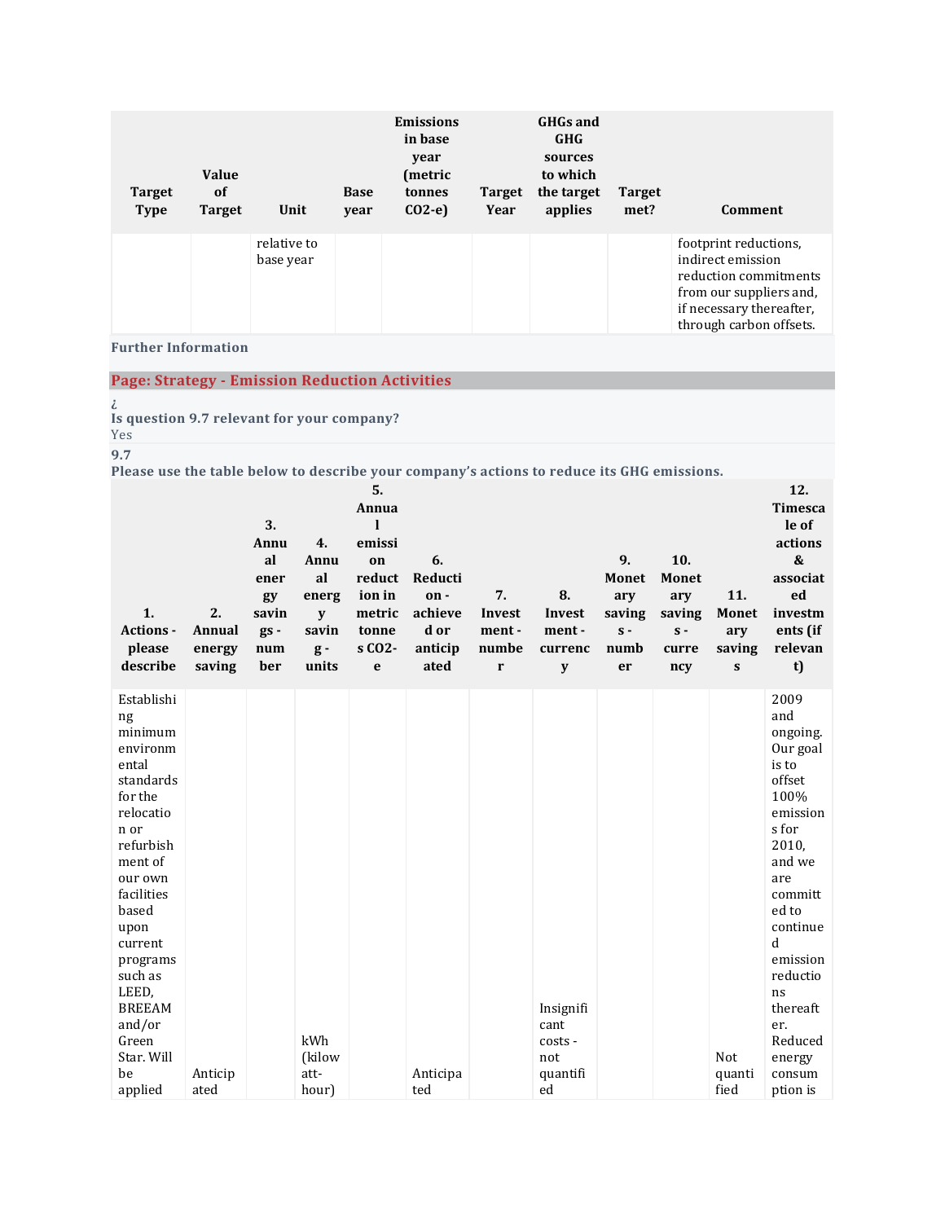| Target Type | Value of Target | Unit | Base year | Emissions in base year (metric tonnes CO2-e) | Target Year | GHGs and GHG sources to which the target applies | Target met? | Comment |
|---|---|---|---|---|---|---|---|---|
| | | relative to base year | | | | | | footprint reductions, indirect emission reduction commitments from our suppliers and, if necessary thereafter, through carbon offsets. |

**Further Information**

## Page: Strategy - Emission Reduction Activities

¿
**Is question 9.7 relevant for your company?**
Yes

**9.7**
**Please use the table below to describe your company's actions to reduce its GHG emissions.**

| 1. Actions - please describe | 2. Annual energy saving | 3. Annual energy savings - number | 4. Annual energy saving - units | 5. Annual emission reduction in metric tonnes CO2-e | 6. Reduction - achieved or anticipated | 7. Investment - number | 8. Investment - currency | 9. Monetary savings - number | 10. Monetary savings - currency | 11. Monetary savings | 12. Timescale of actions & associated investments (if relevant) |
|---|---|---|---|---|---|---|---|---|---|---|---|
| Establishing minimum environmental standards for the relocation or refurbishment of our own facilities based upon current programs such as LEED, BREEAM and/or Green Star. Will be applied | Anticipated | | kWh (kilowatt-hour) | | Anticipated | | Insignificant costs - not quantified | | | Not quantified | 2009 and ongoing. Our goal is to offset 100% emissions for 2010, and we are committed to continued emission reductions thereafter. Reduced energy consumption is |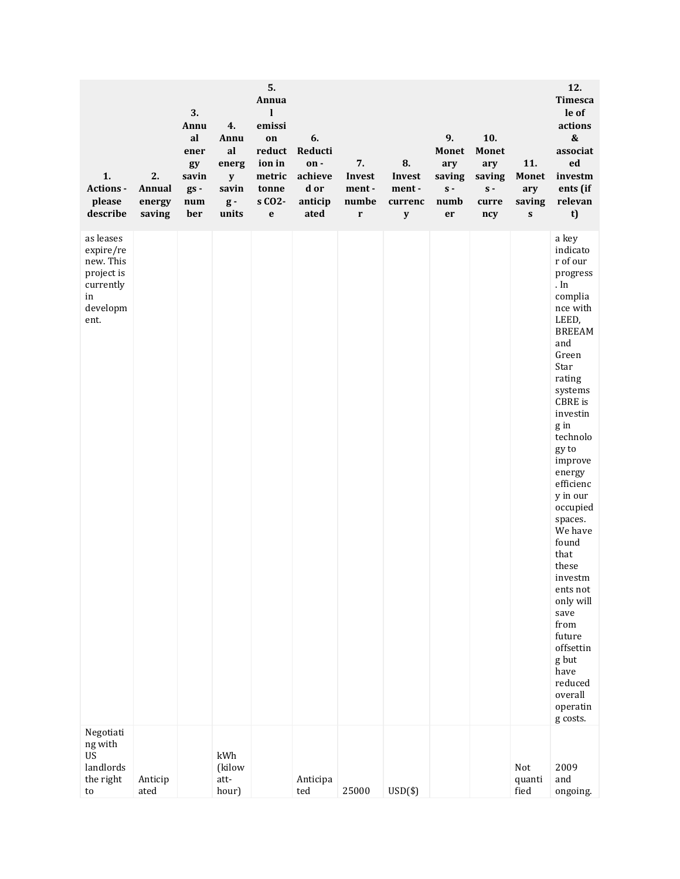| 1. Actions - please describe | 2. Annual energy saving | 3. Annual energy savings - number | 4. Annual energy saving - units | 5. Annual emission reduction in metric tonnes CO2-e | 6. Reduction - achieved or anticipated | 7. Investment - number | 8. Investment - currency | 9. Monetary savings - number | 10. Monetary savings - currency | 11. Monetary savings | 12. Timescale of actions & associated investments (if relevant) |
|---|---|---|---|---|---|---|---|---|---|---|---|
| as leases expire/renew. This project is currently in development. | | | | | | | | | | | a key indicator of our progress. In compliance with LEED, BREEAM and Green Star rating systems CBRE is investing in technology to improve energy efficiency in our occupied spaces. We have found that these investments not only will save from future offsetting but have reduced overall operating costs. |
| Negotiating with US landlords the right to | Anticipated | | kWh (kilowatt-hour) | | Anticipated | 25000 | USD($) | | | Not quantified | 2009 and ongoing. |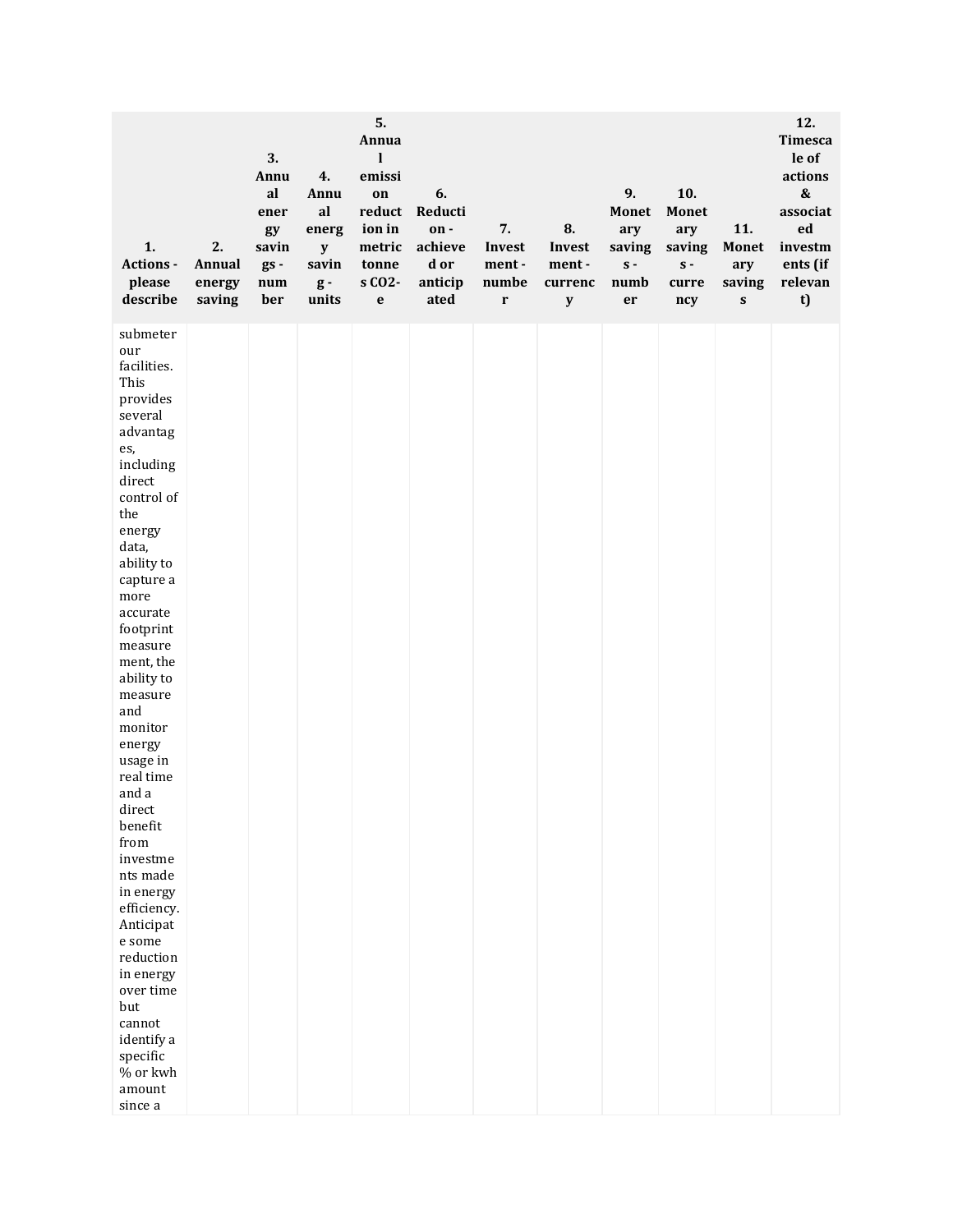| 1. Actions - please describe | 2. Annual energy saving | 3. Annual energy savings - number | 4. Annual energy saving - units | 5. Annual emission reduction in metric tonnes CO2-e | 6. Reduction - achieved or anticipated | 7. Investment - number | 8. Investment - currency | 9. Monetary savings - number | 10. Monetary savings - currency | 11. Monetary savings | 12. Timescale of actions & associated investments (if relevant) |
|---|---|---|---|---|---|---|---|---|---|---|---|
| submeter our facilities. This provides several advantages, including direct control of the energy data, ability to capture a more accurate footprint measurement, the ability to measure and monitor energy usage in real time and a direct benefit from investments made in energy efficiency. Anticipate some reduction in energy over time but cannot identify a specific % or kwh amount since a | | | | | | | | | | | |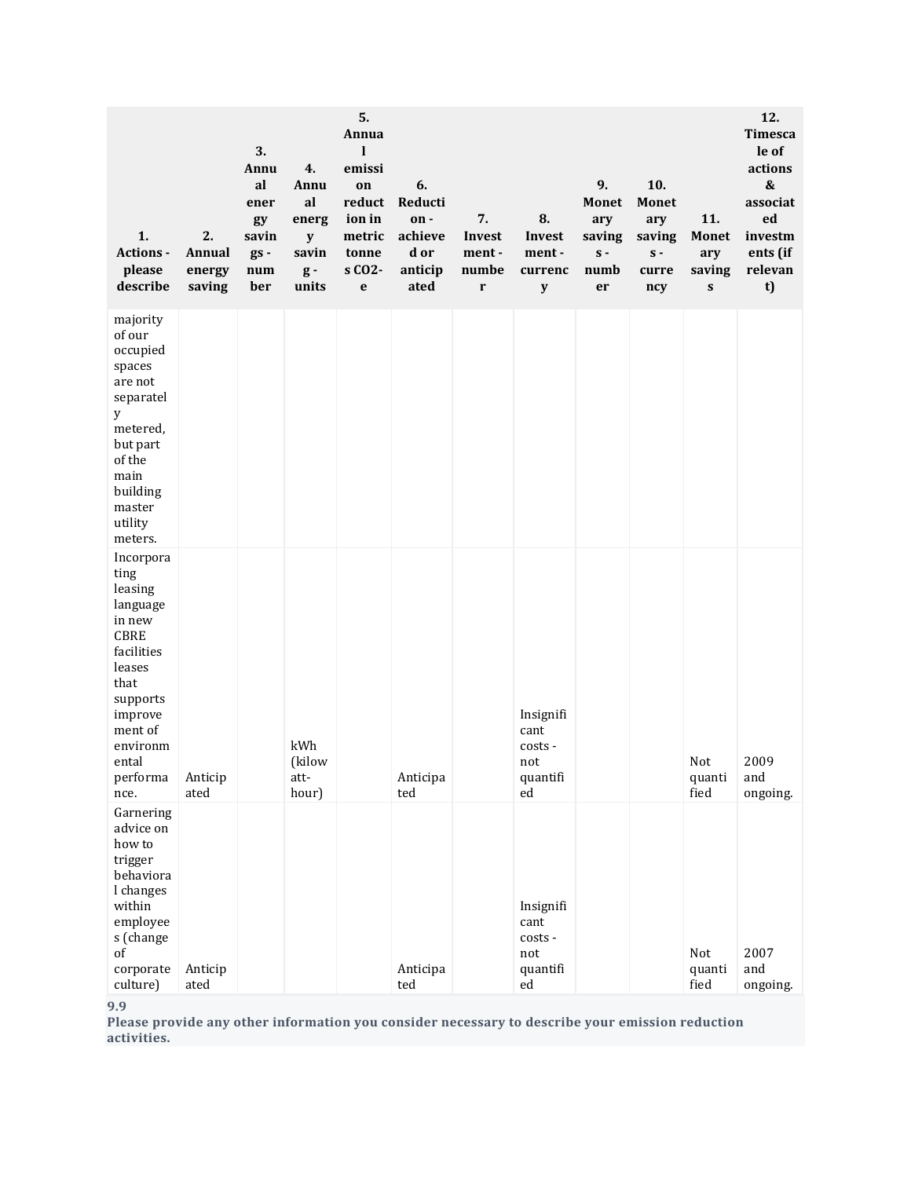| 1. Actions - please describe | 2. Annual energy saving | 3. Annual energy savings - number | 4. Annual energy saving - units | 5. Annual emission reduction in metric tonnes CO2-e | 6. Reduction - achieved or anticipated | 7. Investment - number | 8. Investment - currency | 9. Monetary savings - number | 10. Monetary savings - currency | 11. Monetary savings | 12. Timescale of actions & associated investments (if relevant) |
|---|---|---|---|---|---|---|---|---|---|---|---|
| majority of our occupied spaces are not separately metered, but part of the main building master utility meters. | | | | | | | | | | | |
| Incorporating leasing language in new CBRE facilities leases that supports improvement of environmental performance. | Anticipated | | kWh (kilowatt-hour) | | Anticipated | | Insignificant costs - not quantified | | | Not quantified | 2009 and ongoing. |
| Garnering advice on how to trigger behavioral changes within employees (change of corporate culture) | Anticipated | | | | Anticipated | | Insignificant costs - not quantified | | | Not quantified | 2007 and ongoing. |

**9.9**

**Please provide any other information you consider necessary to describe your emission reduction activities.**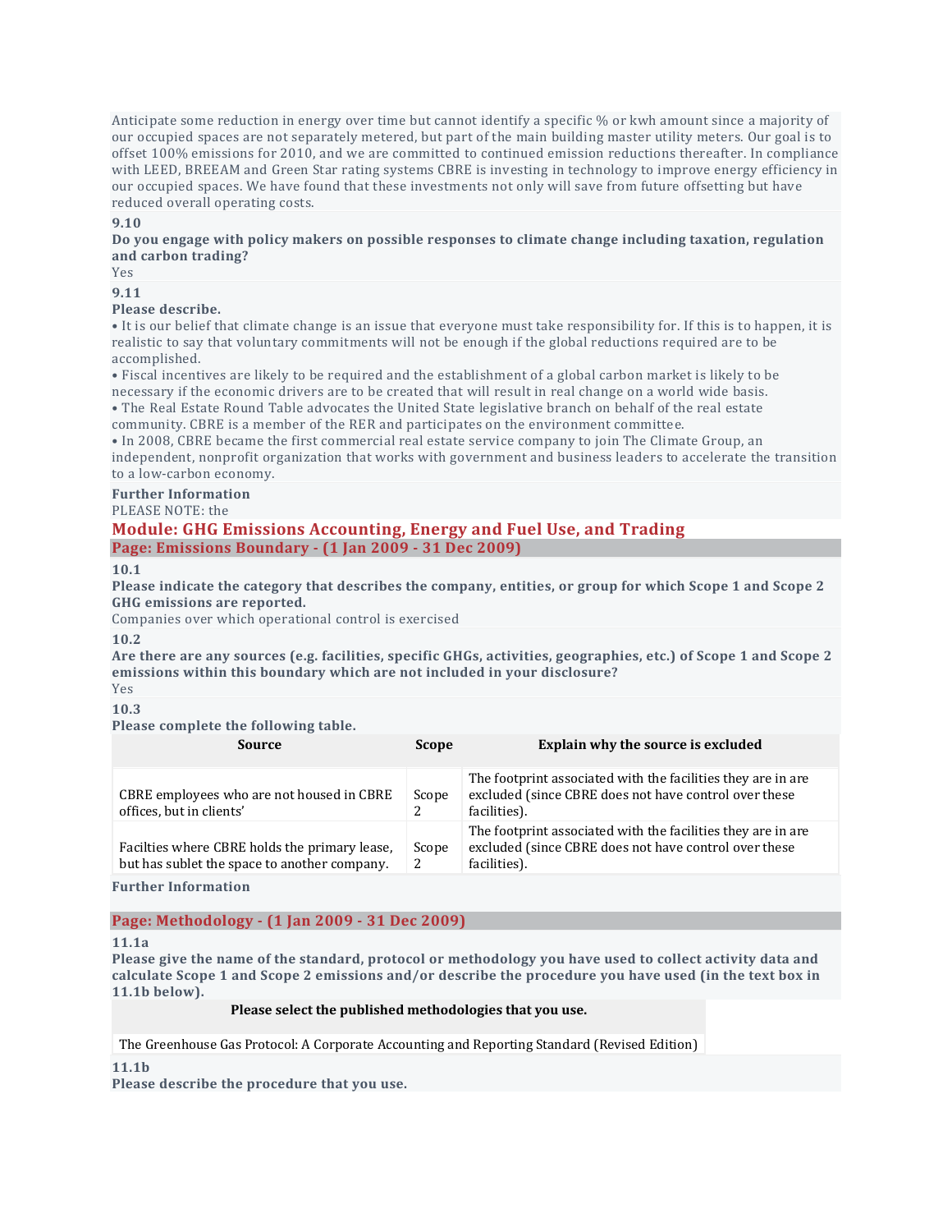Anticipate some reduction in energy over time but cannot identify a specific % or kwh amount since a majority of our occupied spaces are not separately metered, but part of the main building master utility meters. Our goal is to offset 100% emissions for 2010, and we are committed to continued emission reductions thereafter. In compliance with LEED, BREEAM and Green Star rating systems CBRE is investing in technology to improve energy efficiency in our occupied spaces. We have found that these investments not only will save from future offsetting but have reduced overall operating costs.

**9.10**

**Do you engage with policy makers on possible responses to climate change including taxation, regulation and carbon trading?**

Yes

**9.11**

**Please describe.**

• It is our belief that climate change is an issue that everyone must take responsibility for. If this is to happen, it is realistic to say that voluntary commitments will not be enough if the global reductions required are to be accomplished.
• Fiscal incentives are likely to be required and the establishment of a global carbon market is likely to be necessary if the economic drivers are to be created that will result in real change on a world wide basis.
• The Real Estate Round Table advocates the United State legislative branch on behalf of the real estate community. CBRE is a member of the RER and participates on the environment committee.
• In 2008, CBRE became the first commercial real estate service company to join The Climate Group, an independent, nonprofit organization that works with government and business leaders to accelerate the transition to a low-carbon economy.

**Further Information**

PLEASE NOTE: the

## Module: GHG Emissions Accounting, Energy and Fuel Use, and Trading

### Page: Emissions Boundary - (1 Jan 2009 - 31 Dec 2009)

**10.1**

**Please indicate the category that describes the company, entities, or group for which Scope 1 and Scope 2 GHG emissions are reported.**

Companies over which operational control is exercised

**10.2**

**Are there are any sources (e.g. facilities, specific GHGs, activities, geographies, etc.) of Scope 1 and Scope 2 emissions within this boundary which are not included in your disclosure?**

Yes

**10.3**

**Please complete the following table.**

| Source | Scope | Explain why the source is excluded |
|---|---|---|
| CBRE employees who are not housed in CBRE offices, but in clients' | Scope 2 | The footprint associated with the facilities they are in are excluded (since CBRE does not have control over these facilities). |
| Facilties where CBRE holds the primary lease, but has sublet the space to another company. | Scope 2 | The footprint associated with the facilities they are in are excluded (since CBRE does not have control over these facilities). |

**Further Information**

### Page: Methodology - (1 Jan 2009 - 31 Dec 2009)

**11.1a**

**Please give the name of the standard, protocol or methodology you have used to collect activity data and calculate Scope 1 and Scope 2 emissions and/or describe the procedure you have used (in the text box in 11.1b below).**

| Please select the published methodologies that you use. |
|---|
| The Greenhouse Gas Protocol: A Corporate Accounting and Reporting Standard (Revised Edition) |

**11.1b**

**Please describe the procedure that you use.**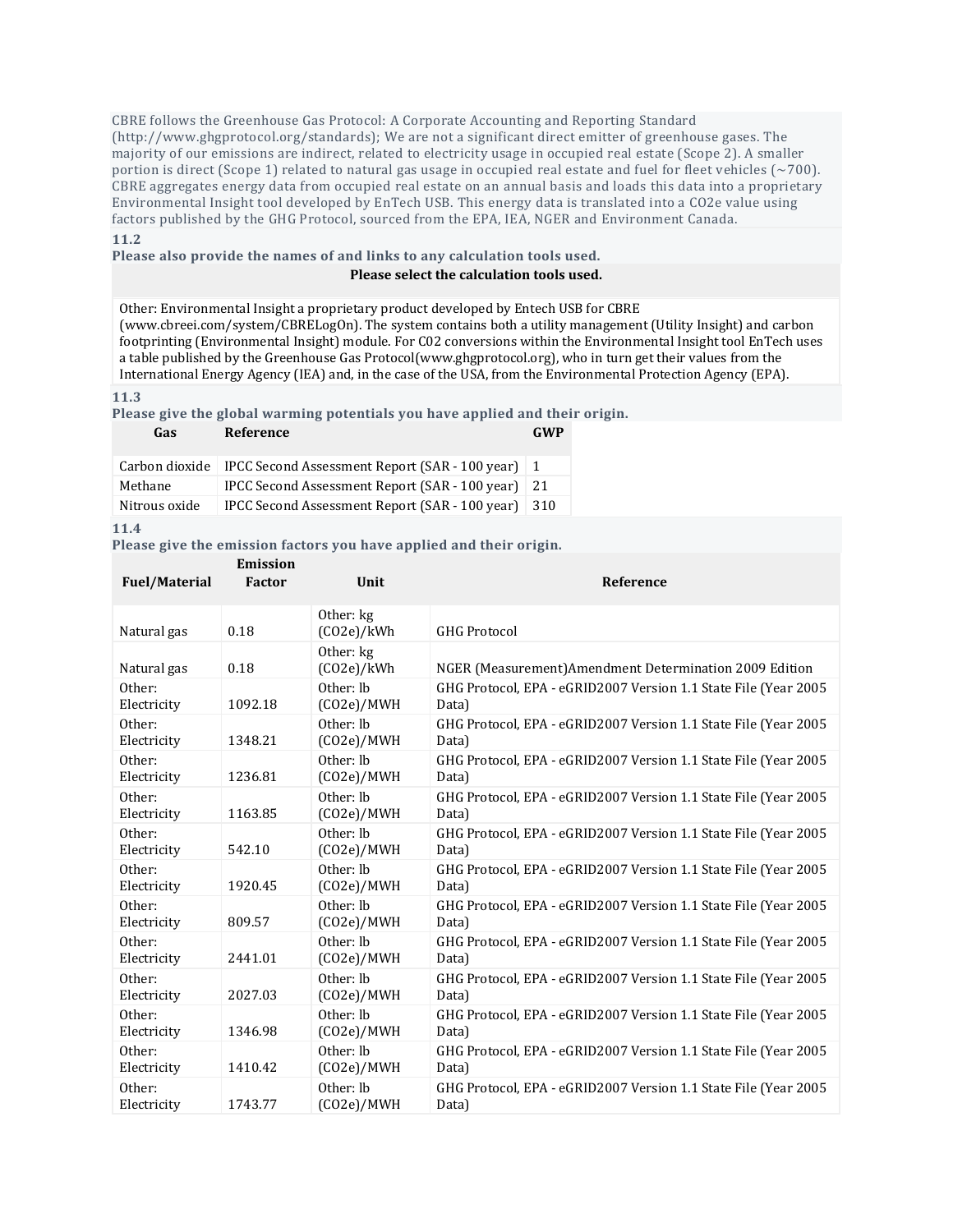CBRE follows the Greenhouse Gas Protocol: A Corporate Accounting and Reporting Standard (http://www.ghgprotocol.org/standards); We are not a significant direct emitter of greenhouse gases. The majority of our emissions are indirect, related to electricity usage in occupied real estate (Scope 2). A smaller portion is direct (Scope 1) related to natural gas usage in occupied real estate and fuel for fleet vehicles (~700). CBRE aggregates energy data from occupied real estate on an annual basis and loads this data into a proprietary Environmental Insight tool developed by EnTech USB. This energy data is translated into a CO2e value using factors published by the GHG Protocol, sourced from the EPA, IEA, NGER and Environment Canada.

**11.2**

**Please also provide the names of and links to any calculation tools used.**

**Please select the calculation tools used.**

Other: Environmental Insight a proprietary product developed by Entech USB for CBRE (www.cbreei.com/system/CBRELogOn). The system contains both a utility management (Utility Insight) and carbon footprinting (Environmental Insight) module. For C02 conversions within the Environmental Insight tool EnTech uses a table published by the Greenhouse Gas Protocol(www.ghgprotocol.org), who in turn get their values from the International Energy Agency (IEA) and, in the case of the USA, from the Environmental Protection Agency (EPA).

**11.3**

**Please give the global warming potentials you have applied and their origin.**

| Gas | Reference | GWP |
|---|---|---|
| Carbon dioxide | IPCC Second Assessment Report (SAR - 100 year) | 1 |
| Methane | IPCC Second Assessment Report (SAR - 100 year) | 21 |
| Nitrous oxide | IPCC Second Assessment Report (SAR - 100 year) | 310 |

**11.4**

**Please give the emission factors you have applied and their origin.**

| Fuel/Material | Emission Factor | Unit | Reference |
|---|---|---|---|
| Natural gas | 0.18 | Other: kg (CO2e)/kWh | GHG Protocol |
| Natural gas | 0.18 | Other: kg (CO2e)/kWh | NGER (Measurement)Amendment Determination 2009 Edition |
| Other: Electricity | 1092.18 | Other: lb (CO2e)/MWH | GHG Protocol, EPA - eGRID2007 Version 1.1 State File (Year 2005 Data) |
| Other: Electricity | 1348.21 | Other: lb (CO2e)/MWH | GHG Protocol, EPA - eGRID2007 Version 1.1 State File (Year 2005 Data) |
| Other: Electricity | 1236.81 | Other: lb (CO2e)/MWH | GHG Protocol, EPA - eGRID2007 Version 1.1 State File (Year 2005 Data) |
| Other: Electricity | 1163.85 | Other: lb (CO2e)/MWH | GHG Protocol, EPA - eGRID2007 Version 1.1 State File (Year 2005 Data) |
| Other: Electricity | 542.10 | Other: lb (CO2e)/MWH | GHG Protocol, EPA - eGRID2007 Version 1.1 State File (Year 2005 Data) |
| Other: Electricity | 1920.45 | Other: lb (CO2e)/MWH | GHG Protocol, EPA - eGRID2007 Version 1.1 State File (Year 2005 Data) |
| Other: Electricity | 809.57 | Other: lb (CO2e)/MWH | GHG Protocol, EPA - eGRID2007 Version 1.1 State File (Year 2005 Data) |
| Other: Electricity | 2441.01 | Other: lb (CO2e)/MWH | GHG Protocol, EPA - eGRID2007 Version 1.1 State File (Year 2005 Data) |
| Other: Electricity | 2027.03 | Other: lb (CO2e)/MWH | GHG Protocol, EPA - eGRID2007 Version 1.1 State File (Year 2005 Data) |
| Other: Electricity | 1346.98 | Other: lb (CO2e)/MWH | GHG Protocol, EPA - eGRID2007 Version 1.1 State File (Year 2005 Data) |
| Other: Electricity | 1410.42 | Other: lb (CO2e)/MWH | GHG Protocol, EPA - eGRID2007 Version 1.1 State File (Year 2005 Data) |
| Other: Electricity | 1743.77 | Other: lb (CO2e)/MWH | GHG Protocol, EPA - eGRID2007 Version 1.1 State File (Year 2005 Data) |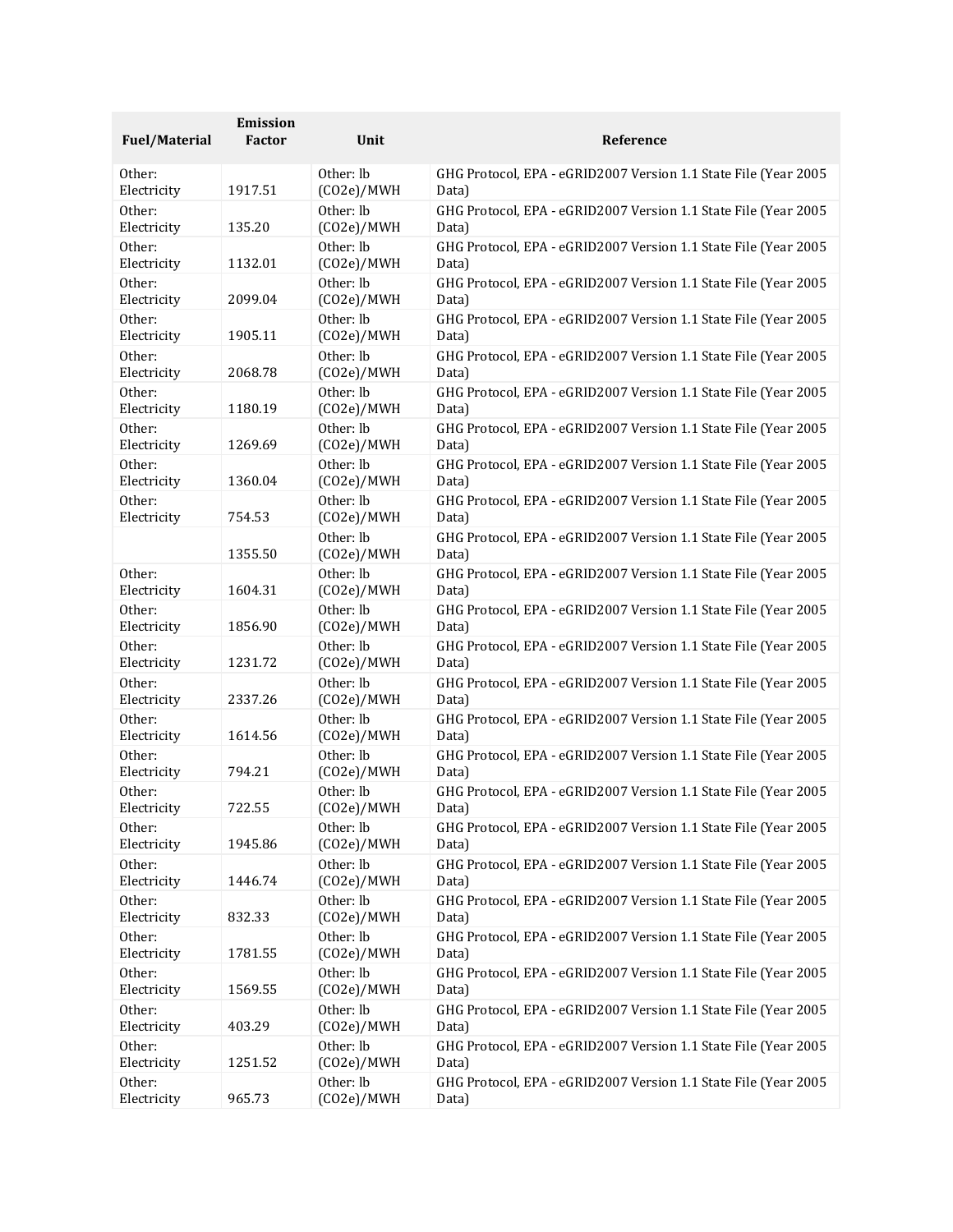| Fuel/Material | Emission Factor | Unit | Reference |
| --- | --- | --- | --- |
| Other: Electricity | 1917.51 | Other: lb (CO2e)/MWH | GHG Protocol, EPA - eGRID2007 Version 1.1 State File (Year 2005 Data) |
| Other: Electricity | 135.20 | Other: lb (CO2e)/MWH | GHG Protocol, EPA - eGRID2007 Version 1.1 State File (Year 2005 Data) |
| Other: Electricity | 1132.01 | Other: lb (CO2e)/MWH | GHG Protocol, EPA - eGRID2007 Version 1.1 State File (Year 2005 Data) |
| Other: Electricity | 2099.04 | Other: lb (CO2e)/MWH | GHG Protocol, EPA - eGRID2007 Version 1.1 State File (Year 2005 Data) |
| Other: Electricity | 1905.11 | Other: lb (CO2e)/MWH | GHG Protocol, EPA - eGRID2007 Version 1.1 State File (Year 2005 Data) |
| Other: Electricity | 2068.78 | Other: lb (CO2e)/MWH | GHG Protocol, EPA - eGRID2007 Version 1.1 State File (Year 2005 Data) |
| Other: Electricity | 1180.19 | Other: lb (CO2e)/MWH | GHG Protocol, EPA - eGRID2007 Version 1.1 State File (Year 2005 Data) |
| Other: Electricity | 1269.69 | Other: lb (CO2e)/MWH | GHG Protocol, EPA - eGRID2007 Version 1.1 State File (Year 2005 Data) |
| Other: Electricity | 1360.04 | Other: lb (CO2e)/MWH | GHG Protocol, EPA - eGRID2007 Version 1.1 State File (Year 2005 Data) |
| Other: Electricity | 754.53 | Other: lb (CO2e)/MWH | GHG Protocol, EPA - eGRID2007 Version 1.1 State File (Year 2005 Data) |
| | 1355.50 | Other: lb (CO2e)/MWH | GHG Protocol, EPA - eGRID2007 Version 1.1 State File (Year 2005 Data) |
| Other: Electricity | 1604.31 | Other: lb (CO2e)/MWH | GHG Protocol, EPA - eGRID2007 Version 1.1 State File (Year 2005 Data) |
| Other: Electricity | 1856.90 | Other: lb (CO2e)/MWH | GHG Protocol, EPA - eGRID2007 Version 1.1 State File (Year 2005 Data) |
| Other: Electricity | 1231.72 | Other: lb (CO2e)/MWH | GHG Protocol, EPA - eGRID2007 Version 1.1 State File (Year 2005 Data) |
| Other: Electricity | 2337.26 | Other: lb (CO2e)/MWH | GHG Protocol, EPA - eGRID2007 Version 1.1 State File (Year 2005 Data) |
| Other: Electricity | 1614.56 | Other: lb (CO2e)/MWH | GHG Protocol, EPA - eGRID2007 Version 1.1 State File (Year 2005 Data) |
| Other: Electricity | 794.21 | Other: lb (CO2e)/MWH | GHG Protocol, EPA - eGRID2007 Version 1.1 State File (Year 2005 Data) |
| Other: Electricity | 722.55 | Other: lb (CO2e)/MWH | GHG Protocol, EPA - eGRID2007 Version 1.1 State File (Year 2005 Data) |
| Other: Electricity | 1945.86 | Other: lb (CO2e)/MWH | GHG Protocol, EPA - eGRID2007 Version 1.1 State File (Year 2005 Data) |
| Other: Electricity | 1446.74 | Other: lb (CO2e)/MWH | GHG Protocol, EPA - eGRID2007 Version 1.1 State File (Year 2005 Data) |
| Other: Electricity | 832.33 | Other: lb (CO2e)/MWH | GHG Protocol, EPA - eGRID2007 Version 1.1 State File (Year 2005 Data) |
| Other: Electricity | 1781.55 | Other: lb (CO2e)/MWH | GHG Protocol, EPA - eGRID2007 Version 1.1 State File (Year 2005 Data) |
| Other: Electricity | 1569.55 | Other: lb (CO2e)/MWH | GHG Protocol, EPA - eGRID2007 Version 1.1 State File (Year 2005 Data) |
| Other: Electricity | 403.29 | Other: lb (CO2e)/MWH | GHG Protocol, EPA - eGRID2007 Version 1.1 State File (Year 2005 Data) |
| Other: Electricity | 1251.52 | Other: lb (CO2e)/MWH | GHG Protocol, EPA - eGRID2007 Version 1.1 State File (Year 2005 Data) |
| Other: Electricity | 965.73 | Other: lb (CO2e)/MWH | GHG Protocol, EPA - eGRID2007 Version 1.1 State File (Year 2005 Data) |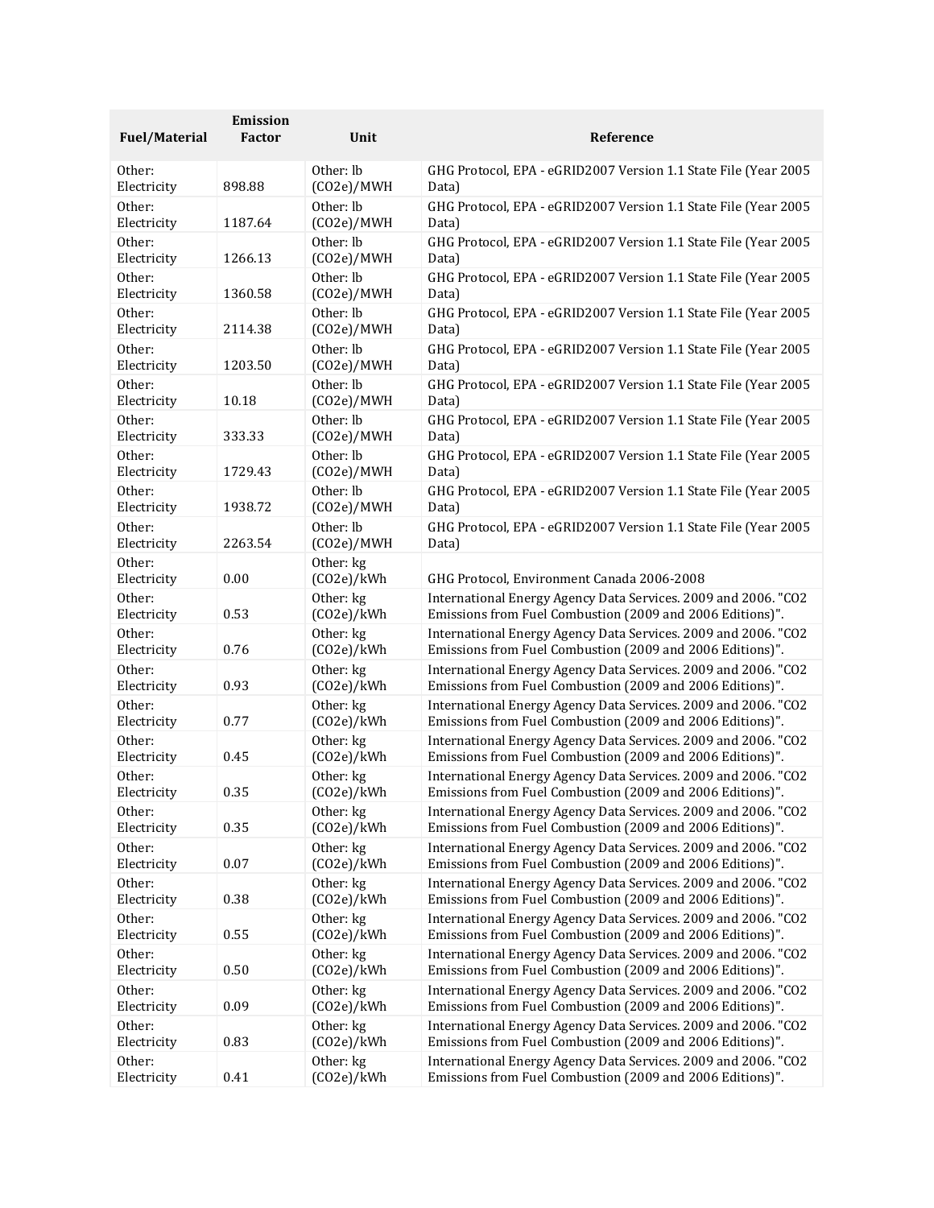| Fuel/Material | Emission Factor | Unit | Reference |
|---|---|---|---|
| Other: Electricity | 898.88 | Other: lb ($CO_2e$)/MWH | GHG Protocol, EPA - eGRID2007 Version 1.1 State File (Year 2005 Data) |
| Other: Electricity | 1187.64 | Other: lb ($CO_2e$)/MWH | GHG Protocol, EPA - eGRID2007 Version 1.1 State File (Year 2005 Data) |
| Other: Electricity | 1266.13 | Other: lb ($CO_2e$)/MWH | GHG Protocol, EPA - eGRID2007 Version 1.1 State File (Year 2005 Data) |
| Other: Electricity | 1360.58 | Other: lb ($CO_2e$)/MWH | GHG Protocol, EPA - eGRID2007 Version 1.1 State File (Year 2005 Data) |
| Other: Electricity | 2114.38 | Other: lb ($CO_2e$)/MWH | GHG Protocol, EPA - eGRID2007 Version 1.1 State File (Year 2005 Data) |
| Other: Electricity | 1203.50 | Other: lb ($CO_2e$)/MWH | GHG Protocol, EPA - eGRID2007 Version 1.1 State File (Year 2005 Data) |
| Other: Electricity | 10.18 | Other: lb ($CO_2e$)/MWH | GHG Protocol, EPA - eGRID2007 Version 1.1 State File (Year 2005 Data) |
| Other: Electricity | 333.33 | Other: lb ($CO_2e$)/MWH | GHG Protocol, EPA - eGRID2007 Version 1.1 State File (Year 2005 Data) |
| Other: Electricity | 1729.43 | Other: lb ($CO_2e$)/MWH | GHG Protocol, EPA - eGRID2007 Version 1.1 State File (Year 2005 Data) |
| Other: Electricity | 1938.72 | Other: lb ($CO_2e$)/MWH | GHG Protocol, EPA - eGRID2007 Version 1.1 State File (Year 2005 Data) |
| Other: Electricity | 2263.54 | Other: lb ($CO_2e$)/MWH | GHG Protocol, EPA - eGRID2007 Version 1.1 State File (Year 2005 Data) |
| Other: Electricity | 0.00 | Other: kg ($CO_2e$)/kWh | GHG Protocol, Environment Canada 2006-2008 |
| Other: Electricity | 0.53 | Other: kg ($CO_2e$)/kWh | International Energy Agency Data Services. 2009 and 2006. "CO2 Emissions from Fuel Combustion (2009 and 2006 Editions)". |
| Other: Electricity | 0.76 | Other: kg ($CO_2e$)/kWh | International Energy Agency Data Services. 2009 and 2006. "CO2 Emissions from Fuel Combustion (2009 and 2006 Editions)". |
| Other: Electricity | 0.93 | Other: kg ($CO_2e$)/kWh | International Energy Agency Data Services. 2009 and 2006. "CO2 Emissions from Fuel Combustion (2009 and 2006 Editions)". |
| Other: Electricity | 0.77 | Other: kg ($CO_2e$)/kWh | International Energy Agency Data Services. 2009 and 2006. "CO2 Emissions from Fuel Combustion (2009 and 2006 Editions)". |
| Other: Electricity | 0.45 | Other: kg ($CO_2e$)/kWh | International Energy Agency Data Services. 2009 and 2006. "CO2 Emissions from Fuel Combustion (2009 and 2006 Editions)". |
| Other: Electricity | 0.35 | Other: kg ($CO_2e$)/kWh | International Energy Agency Data Services. 2009 and 2006. "CO2 Emissions from Fuel Combustion (2009 and 2006 Editions)". |
| Other: Electricity | 0.35 | Other: kg ($CO_2e$)/kWh | International Energy Agency Data Services. 2009 and 2006. "CO2 Emissions from Fuel Combustion (2009 and 2006 Editions)". |
| Other: Electricity | 0.07 | Other: kg ($CO_2e$)/kWh | International Energy Agency Data Services. 2009 and 2006. "CO2 Emissions from Fuel Combustion (2009 and 2006 Editions)". |
| Other: Electricity | 0.38 | Other: kg ($CO_2e$)/kWh | International Energy Agency Data Services. 2009 and 2006. "CO2 Emissions from Fuel Combustion (2009 and 2006 Editions)". |
| Other: Electricity | 0.55 | Other: kg ($CO_2e$)/kWh | International Energy Agency Data Services. 2009 and 2006. "CO2 Emissions from Fuel Combustion (2009 and 2006 Editions)". |
| Other: Electricity | 0.50 | Other: kg ($CO_2e$)/kWh | International Energy Agency Data Services. 2009 and 2006. "CO2 Emissions from Fuel Combustion (2009 and 2006 Editions)". |
| Other: Electricity | 0.09 | Other: kg ($CO_2e$)/kWh | International Energy Agency Data Services. 2009 and 2006. "CO2 Emissions from Fuel Combustion (2009 and 2006 Editions)". |
| Other: Electricity | 0.83 | Other: kg ($CO_2e$)/kWh | International Energy Agency Data Services. 2009 and 2006. "CO2 Emissions from Fuel Combustion (2009 and 2006 Editions)". |
| Other: Electricity | 0.41 | Other: kg ($CO_2e$)/kWh | International Energy Agency Data Services. 2009 and 2006. "CO2 Emissions from Fuel Combustion (2009 and 2006 Editions)". |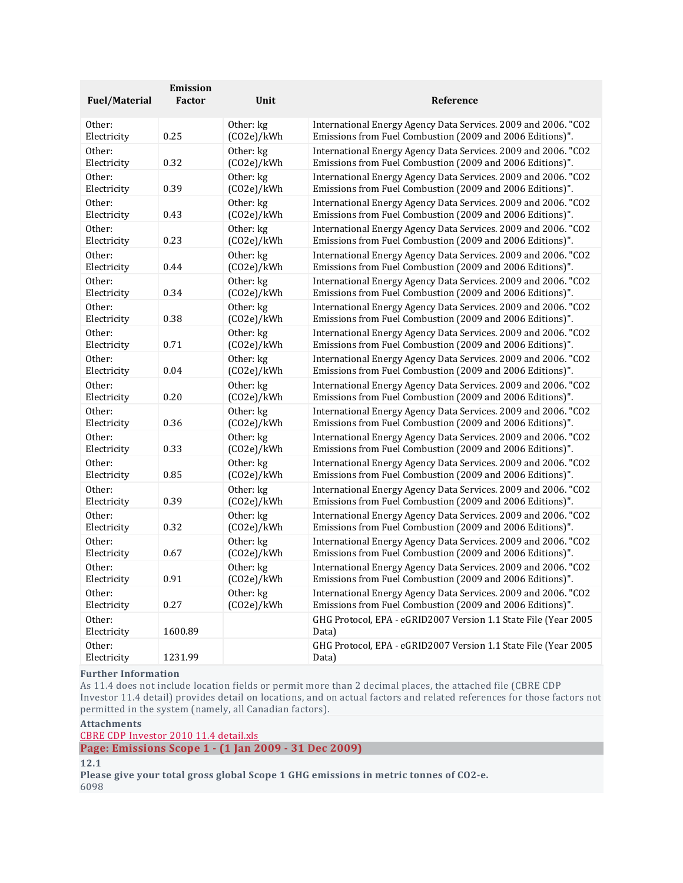| Fuel/Material | Emission Factor | Unit | Reference |
|---|---|---|---|
| Other: Electricity | 0.25 | Other: kg (CO2e)/kWh | International Energy Agency Data Services. 2009 and 2006. "CO2 Emissions from Fuel Combustion (2009 and 2006 Editions)". |
| Other: Electricity | 0.32 | Other: kg (CO2e)/kWh | International Energy Agency Data Services. 2009 and 2006. "CO2 Emissions from Fuel Combustion (2009 and 2006 Editions)". |
| Other: Electricity | 0.39 | Other: kg (CO2e)/kWh | International Energy Agency Data Services. 2009 and 2006. "CO2 Emissions from Fuel Combustion (2009 and 2006 Editions)". |
| Other: Electricity | 0.43 | Other: kg (CO2e)/kWh | International Energy Agency Data Services. 2009 and 2006. "CO2 Emissions from Fuel Combustion (2009 and 2006 Editions)". |
| Other: Electricity | 0.23 | Other: kg (CO2e)/kWh | International Energy Agency Data Services. 2009 and 2006. "CO2 Emissions from Fuel Combustion (2009 and 2006 Editions)". |
| Other: Electricity | 0.44 | Other: kg (CO2e)/kWh | International Energy Agency Data Services. 2009 and 2006. "CO2 Emissions from Fuel Combustion (2009 and 2006 Editions)". |
| Other: Electricity | 0.34 | Other: kg (CO2e)/kWh | International Energy Agency Data Services. 2009 and 2006. "CO2 Emissions from Fuel Combustion (2009 and 2006 Editions)". |
| Other: Electricity | 0.38 | Other: kg (CO2e)/kWh | International Energy Agency Data Services. 2009 and 2006. "CO2 Emissions from Fuel Combustion (2009 and 2006 Editions)". |
| Other: Electricity | 0.71 | Other: kg (CO2e)/kWh | International Energy Agency Data Services. 2009 and 2006. "CO2 Emissions from Fuel Combustion (2009 and 2006 Editions)". |
| Other: Electricity | 0.04 | Other: kg (CO2e)/kWh | International Energy Agency Data Services. 2009 and 2006. "CO2 Emissions from Fuel Combustion (2009 and 2006 Editions)". |
| Other: Electricity | 0.20 | Other: kg (CO2e)/kWh | International Energy Agency Data Services. 2009 and 2006. "CO2 Emissions from Fuel Combustion (2009 and 2006 Editions)". |
| Other: Electricity | 0.36 | Other: kg (CO2e)/kWh | International Energy Agency Data Services. 2009 and 2006. "CO2 Emissions from Fuel Combustion (2009 and 2006 Editions)". |
| Other: Electricity | 0.33 | Other: kg (CO2e)/kWh | International Energy Agency Data Services. 2009 and 2006. "CO2 Emissions from Fuel Combustion (2009 and 2006 Editions)". |
| Other: Electricity | 0.85 | Other: kg (CO2e)/kWh | International Energy Agency Data Services. 2009 and 2006. "CO2 Emissions from Fuel Combustion (2009 and 2006 Editions)". |
| Other: Electricity | 0.39 | Other: kg (CO2e)/kWh | International Energy Agency Data Services. 2009 and 2006. "CO2 Emissions from Fuel Combustion (2009 and 2006 Editions)". |
| Other: Electricity | 0.32 | Other: kg (CO2e)/kWh | International Energy Agency Data Services. 2009 and 2006. "CO2 Emissions from Fuel Combustion (2009 and 2006 Editions)". |
| Other: Electricity | 0.67 | Other: kg (CO2e)/kWh | International Energy Agency Data Services. 2009 and 2006. "CO2 Emissions from Fuel Combustion (2009 and 2006 Editions)". |
| Other: Electricity | 0.91 | Other: kg (CO2e)/kWh | International Energy Agency Data Services. 2009 and 2006. "CO2 Emissions from Fuel Combustion (2009 and 2006 Editions)". |
| Other: Electricity | 0.27 | Other: kg (CO2e)/kWh | International Energy Agency Data Services. 2009 and 2006. "CO2 Emissions from Fuel Combustion (2009 and 2006 Editions)". |
| Other: Electricity | 1600.89 | | GHG Protocol, EPA - eGRID2007 Version 1.1 State File (Year 2005 Data) |
| Other: Electricity | 1231.99 | | GHG Protocol, EPA - eGRID2007 Version 1.1 State File (Year 2005 Data) |

**Further Information**

As 11.4 does not include location fields or permit more than 2 decimal places, the attached file (CBRE CDP Investor 11.4 detail) provides detail on locations, and on actual factors and related references for those factors not permitted in the system (namely, all Canadian factors).

**Attachments**

CBRE CDP Investor 2010 11.4 detail.xls

## Page: Emissions Scope 1 - (1 Jan 2009 - 31 Dec 2009)

**12.1**

**Please give your total gross global Scope 1 GHG emissions in metric tonnes of CO2-e.**

6098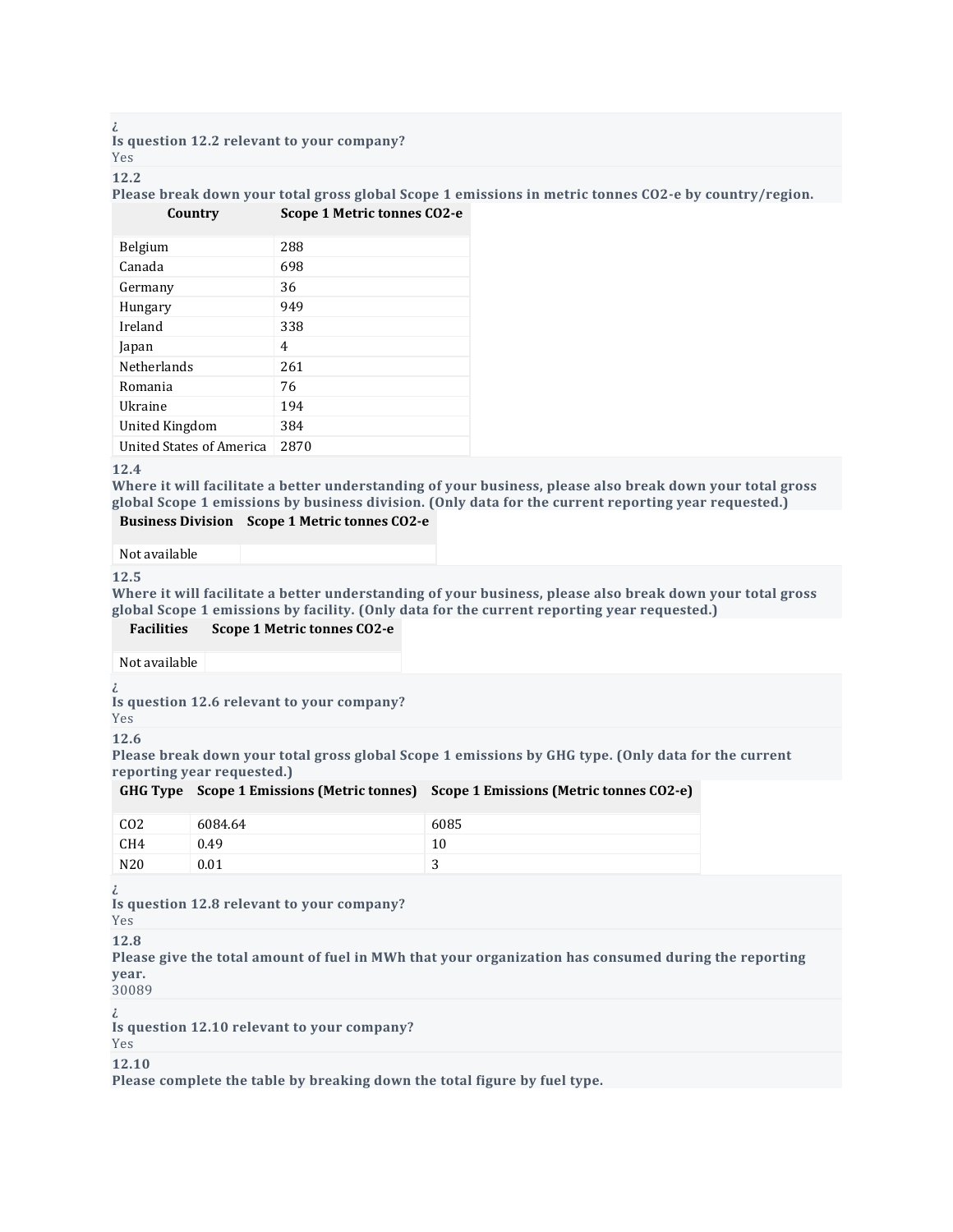¿
**Is question 12.2 relevant to your company?**
Yes

**12.2**
**Please break down your total gross global Scope 1 emissions in metric tonnes CO2-e by country/region.**

| Country | Scope 1 Metric tonnes CO2-e |
|---|---|
| Belgium | 288 |
| Canada | 698 |
| Germany | 36 |
| Hungary | 949 |
| Ireland | 338 |
| Japan | 4 |
| Netherlands | 261 |
| Romania | 76 |
| Ukraine | 194 |
| United Kingdom | 384 |
| United States of America | 2870 |

**12.4**
**Where it will facilitate a better understanding of your business, please also break down your total gross global Scope 1 emissions by business division. (Only data for the current reporting year requested.)**

| Business Division | Scope 1 Metric tonnes CO2-e |
|---|---|
| Not available | |

**12.5**
**Where it will facilitate a better understanding of your business, please also break down your total gross global Scope 1 emissions by facility. (Only data for the current reporting year requested.)**

| Facilities | Scope 1 Metric tonnes CO2-e |
|---|---|
| Not available | |

¿
**Is question 12.6 relevant to your company?**
Yes

**12.6**
**Please break down your total gross global Scope 1 emissions by GHG type. (Only data for the current reporting year requested.)**

| GHG Type | Scope 1 Emissions (Metric tonnes) | Scope 1 Emissions (Metric tonnes CO2-e) |
|---|---|---|
| CO2 | 6084.64 | 6085 |
| CH4 | 0.49 | 10 |
| N20 | 0.01 | 3 |

¿
**Is question 12.8 relevant to your company?**
Yes

**12.8**
**Please give the total amount of fuel in MWh that your organization has consumed during the reporting year.**
30089

¿
**Is question 12.10 relevant to your company?**
Yes

**12.10**
**Please complete the table by breaking down the total figure by fuel type.**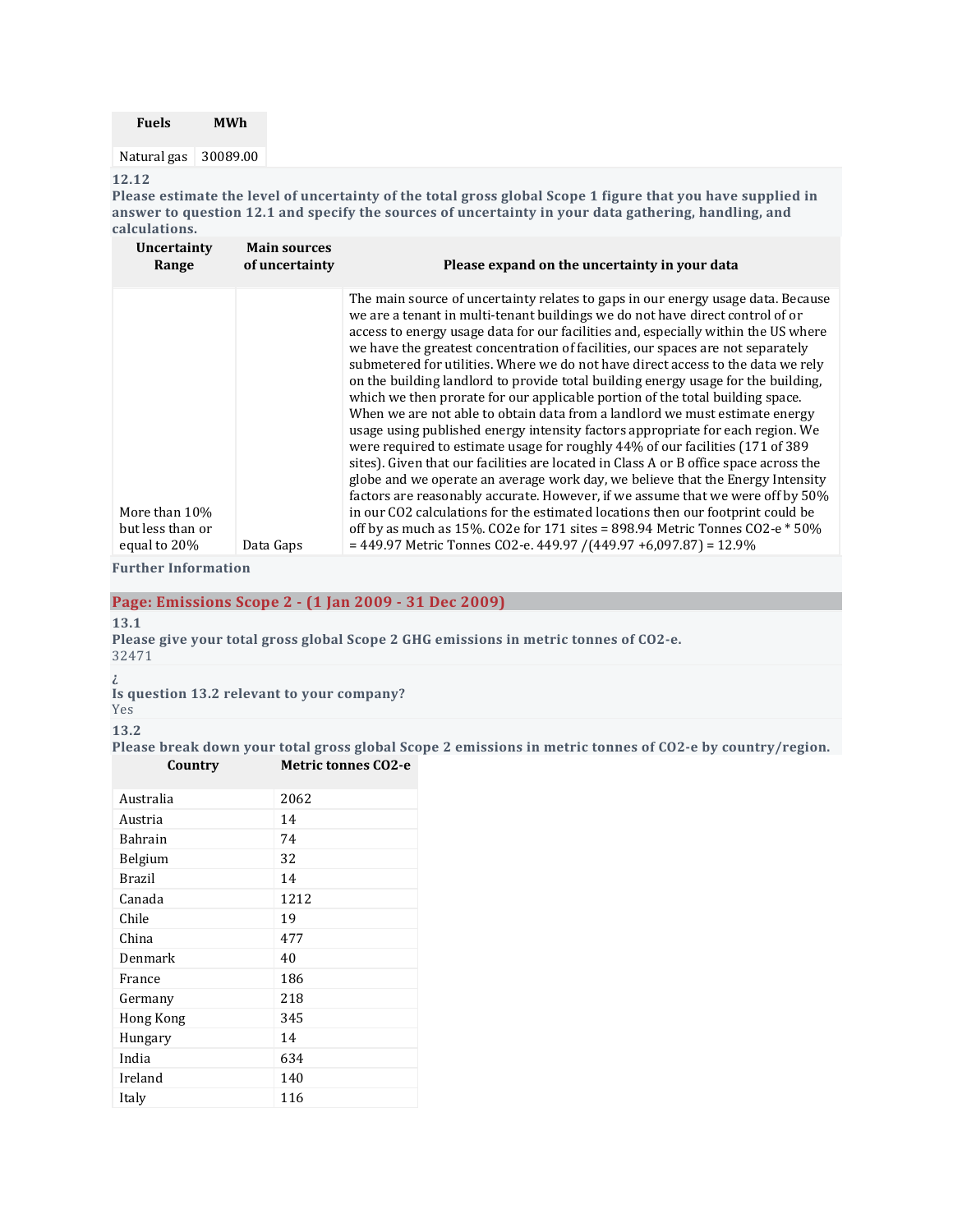| Fuels | MWh |
|---|---|
| Natural gas | 30089.00 |

**12.12**

**Please estimate the level of uncertainty of the total gross global Scope 1 figure that you have supplied in answer to question 12.1 and specify the sources of uncertainty in your data gathering, handling, and calculations.**

| Uncertainty Range | Main sources of uncertainty | Please expand on the uncertainty in your data |
|---|---|---|
| More than 10% but less than or equal to 20% | Data Gaps | The main source of uncertainty relates to gaps in our energy usage data. Because we are a tenant in multi-tenant buildings we do not have direct control of or access to energy usage data for our facilities and, especially within the US where we have the greatest concentration of facilities, our spaces are not separately submetered for utilities. Where we do not have direct access to the data we rely on the building landlord to provide total building energy usage for the building, which we then prorate for our applicable portion of the total building space. When we are not able to obtain data from a landlord we must estimate energy usage using published energy intensity factors appropriate for each region. We were required to estimate usage for roughly 44% of our facilities (171 of 389 sites). Given that our facilities are located in Class A or B office space across the globe and we operate an average work day, we believe that the Energy Intensity factors are reasonably accurate. However, if we assume that we were off by 50% in our CO2 calculations for the estimated locations then our footprint could be off by as much as 15%. CO2e for 171 sites = 898.94 Metric Tonnes CO2-e * 50% = 449.97 Metric Tonnes CO2-e. 449.97 /(449.97 +6,097.87) = 12.9% |

**Further Information**

## Page: Emissions Scope 2 - (1 Jan 2009 - 31 Dec 2009)

**13.1**

**Please give your total gross global Scope 2 GHG emissions in metric tonnes of CO2-e.**

32471

¿

**Is question 13.2 relevant to your company?**

Yes

**13.2**

**Please break down your total gross global Scope 2 emissions in metric tonnes of CO2-e by country/region.**

| Country | Metric tonnes CO2-e |
|---|---|
| Australia | 2062 |
| Austria | 14 |
| Bahrain | 74 |
| Belgium | 32 |
| Brazil | 14 |
| Canada | 1212 |
| Chile | 19 |
| China | 477 |
| Denmark | 40 |
| France | 186 |
| Germany | 218 |
| Hong Kong | 345 |
| Hungary | 14 |
| India | 634 |
| Ireland | 140 |
| Italy | 116 |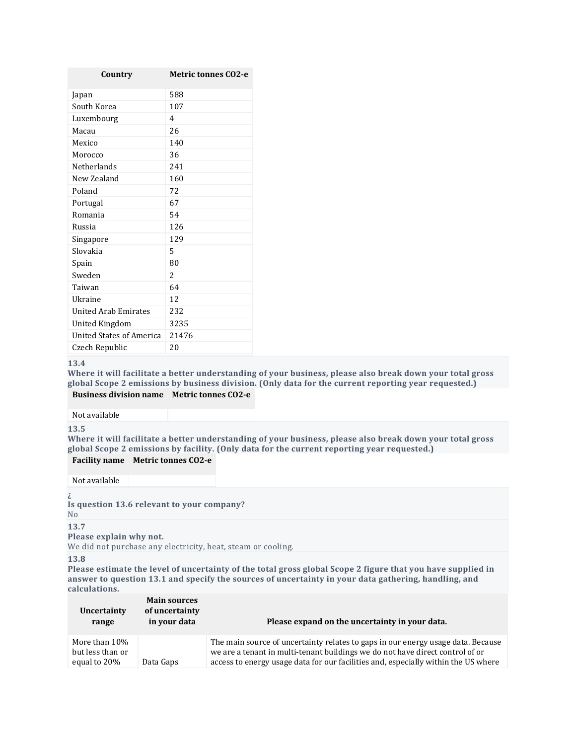| Country | Metric tonnes CO2-e |
|---|---|
| Japan | 588 |
| South Korea | 107 |
| Luxembourg | 4 |
| Macau | 26 |
| Mexico | 140 |
| Morocco | 36 |
| Netherlands | 241 |
| New Zealand | 160 |
| Poland | 72 |
| Portugal | 67 |
| Romania | 54 |
| Russia | 126 |
| Singapore | 129 |
| Slovakia | 5 |
| Spain | 80 |
| Sweden | 2 |
| Taiwan | 64 |
| Ukraine | 12 |
| United Arab Emirates | 232 |
| United Kingdom | 3235 |
| United States of America | 21476 |
| Czech Republic | 20 |

**13.4**

**Where it will facilitate a better understanding of your business, please also break down your total gross global Scope 2 emissions by business division. (Only data for the current reporting year requested.)**

| Business division name | Metric tonnes CO2-e |
|---|---|
| Not available | |

**13.5**

**Where it will facilitate a better understanding of your business, please also break down your total gross global Scope 2 emissions by facility. (Only data for the current reporting year requested.)**

| Facility name | Metric tonnes CO2-e |
|---|---|
| Not available | |

¿

**Is question 13.6 relevant to your company?**

No

**13.7**

**Please explain why not.**

We did not purchase any electricity, heat, steam or cooling.

**13.8**

**Please estimate the level of uncertainty of the total gross global Scope 2 figure that you have supplied in answer to question 13.1 and specify the sources of uncertainty in your data gathering, handling, and calculations.**

| Uncertainty range | Main sources of uncertainty in your data | Please expand on the uncertainty in your data. |
|---|---|---|
| More than 10% but less than or equal to 20% | Data Gaps | The main source of uncertainty relates to gaps in our energy usage data. Because we are a tenant in multi-tenant buildings we do not have direct control of or access to energy usage data for our facilities and, especially within the US where |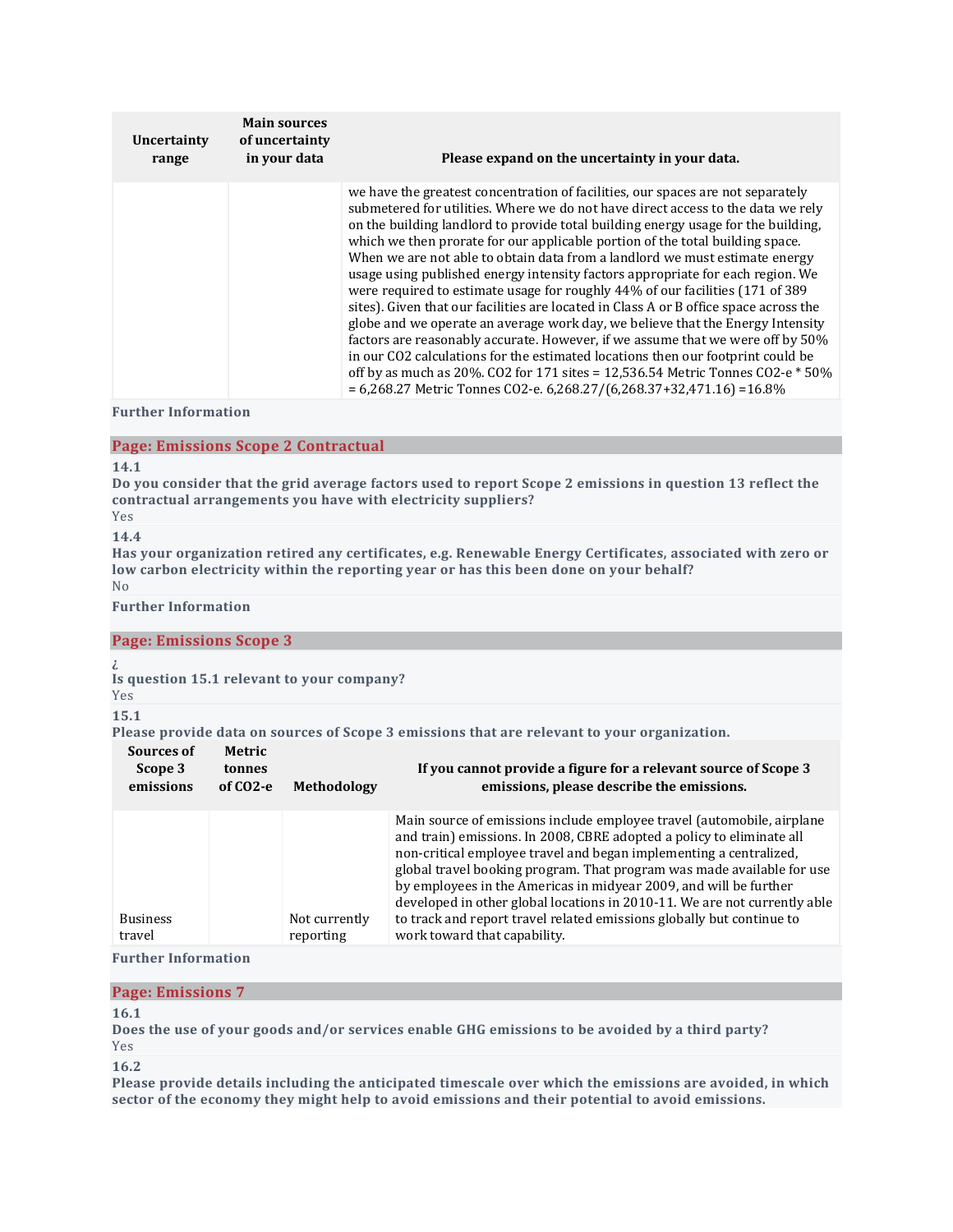| Uncertainty range | Main sources of uncertainty in your data | Please expand on the uncertainty in your data. |
|---|---|---|
| | | we have the greatest concentration of facilities, our spaces are not separately submetered for utilities. Where we do not have direct access to the data we rely on the building landlord to provide total building energy usage for the building, which we then prorate for our applicable portion of the total building space. When we are not able to obtain data from a landlord we must estimate energy usage using published energy intensity factors appropriate for each region. We were required to estimate usage for roughly 44% of our facilities (171 of 389 sites). Given that our facilities are located in Class A or B office space across the globe and we operate an average work day, we believe that the Energy Intensity factors are reasonably accurate. However, if we assume that we were off by 50% in our CO2 calculations for the estimated locations then our footprint could be off by as much as 20%. CO2 for 171 sites = 12,536.54 Metric Tonnes CO2-e * 50% = 6,268.27 Metric Tonnes CO2-e. 6,268.27/(6,268.37+32,471.16) =16.8% |

**Further Information**

## Page: Emissions Scope 2 Contractual

**14.1**

**Do you consider that the grid average factors used to report Scope 2 emissions in question 13 reflect the contractual arrangements you have with electricity suppliers?**

Yes

**14.4**

**Has your organization retired any certificates, e.g. Renewable Energy Certificates, associated with zero or low carbon electricity within the reporting year or has this been done on your behalf?**

No

**Further Information**

## Page: Emissions Scope 3

¿

**Is question 15.1 relevant to your company?**

Yes

**15.1**

**Please provide data on sources of Scope 3 emissions that are relevant to your organization.**

| Sources of Scope 3 emissions | Metric tonnes of CO2-e | Methodology | If you cannot provide a figure for a relevant source of Scope 3 emissions, please describe the emissions. |
|---|---|---|---|
| Business travel | | Not currently reporting | Main source of emissions include employee travel (automobile, airplane and train) emissions. In 2008, CBRE adopted a policy to eliminate all non-critical employee travel and began implementing a centralized, global travel booking program. That program was made available for use by employees in the Americas in midyear 2009, and will be further developed in other global locations in 2010-11. We are not currently able to track and report travel related emissions globally but continue to work toward that capability. |

**Further Information**

## Page: Emissions 7

**16.1**

**Does the use of your goods and/or services enable GHG emissions to be avoided by a third party?**

Yes

**16.2**

**Please provide details including the anticipated timescale over which the emissions are avoided, in which sector of the economy they might help to avoid emissions and their potential to avoid emissions.**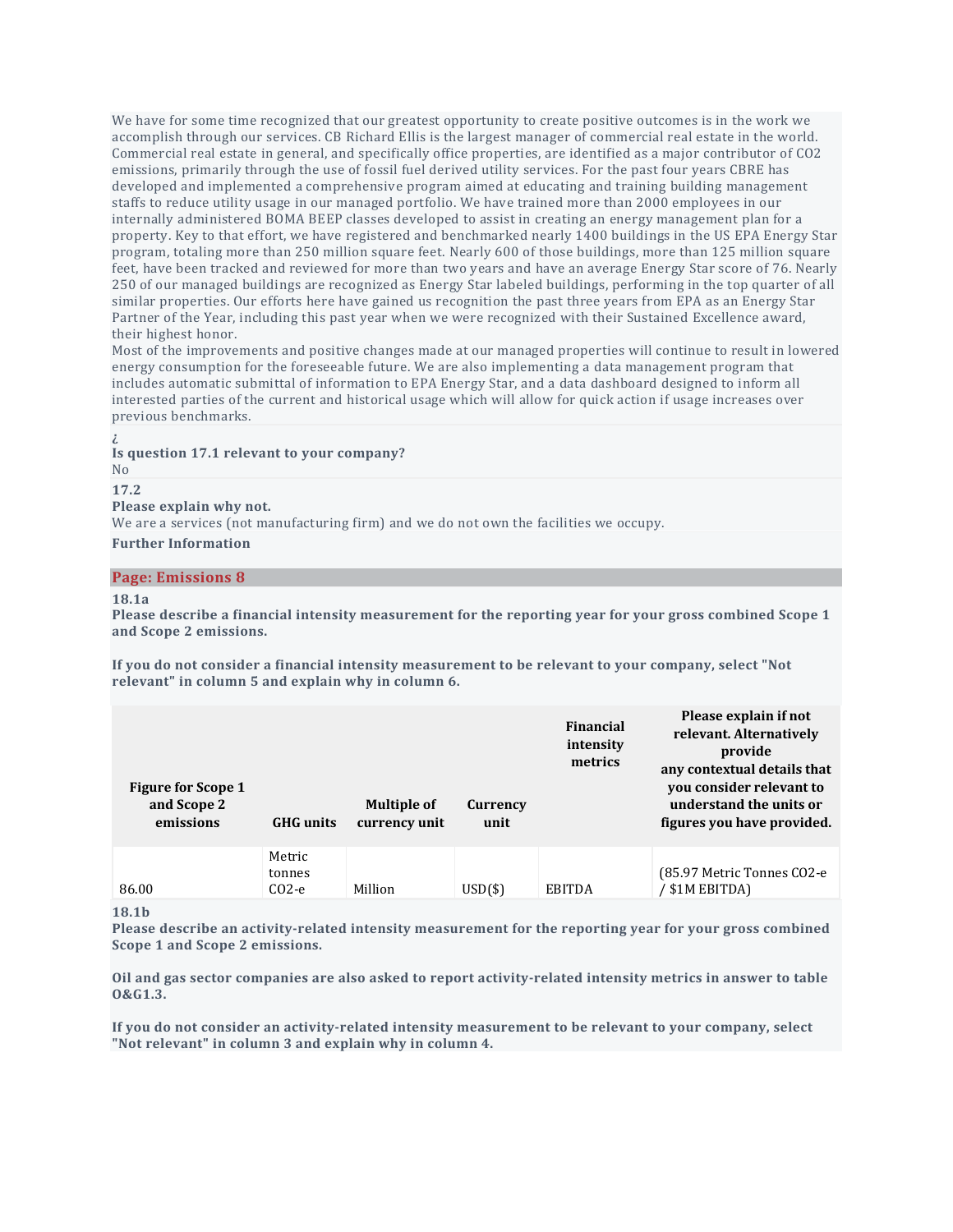We have for some time recognized that our greatest opportunity to create positive outcomes is in the work we accomplish through our services. CB Richard Ellis is the largest manager of commercial real estate in the world. Commercial real estate in general, and specifically office properties, are identified as a major contributor of CO2 emissions, primarily through the use of fossil fuel derived utility services. For the past four years CBRE has developed and implemented a comprehensive program aimed at educating and training building management staffs to reduce utility usage in our managed portfolio. We have trained more than 2000 employees in our internally administered BOMA BEEP classes developed to assist in creating an energy management plan for a property. Key to that effort, we have registered and benchmarked nearly 1400 buildings in the US EPA Energy Star program, totaling more than 250 million square feet. Nearly 600 of those buildings, more than 125 million square feet, have been tracked and reviewed for more than two years and have an average Energy Star score of 76. Nearly 250 of our managed buildings are recognized as Energy Star labeled buildings, performing in the top quarter of all similar properties. Our efforts here have gained us recognition the past three years from EPA as an Energy Star Partner of the Year, including this past year when we were recognized with their Sustained Excellence award, their highest honor.

Most of the improvements and positive changes made at our managed properties will continue to result in lowered energy consumption for the foreseeable future. We are also implementing a data management program that includes automatic submittal of information to EPA Energy Star, and a data dashboard designed to inform all interested parties of the current and historical usage which will allow for quick action if usage increases over previous benchmarks.

¿

**Is question 17.1 relevant to your company?**

No

**17.2**

**Please explain why not.**

We are a services (not manufacturing firm) and we do not own the facilities we occupy.

**Further Information**

## Page: Emissions 8

**18.1a**

**Please describe a financial intensity measurement for the reporting year for your gross combined Scope 1 and Scope 2 emissions.**

**If you do not consider a financial intensity measurement to be relevant to your company, select "Not relevant" in column 5 and explain why in column 6.**

| Figure for Scope 1 and Scope 2 emissions | GHG units | Multiple of currency unit | Currency unit | Financial intensity metrics | Please explain if not relevant. Alternatively provide any contextual details that you consider relevant to understand the units or figures you have provided. |
|---|---|---|---|---|---|
| 86.00 | Metric tonnes CO2-e | Million | USD($) | EBITDA | (85.97 Metric Tonnes CO2-e / $1M EBITDA) |

**18.1b**

**Please describe an activity-related intensity measurement for the reporting year for your gross combined Scope 1 and Scope 2 emissions.**

**Oil and gas sector companies are also asked to report activity-related intensity metrics in answer to table O&G1.3.**

**If you do not consider an activity-related intensity measurement to be relevant to your company, select "Not relevant" in column 3 and explain why in column 4.**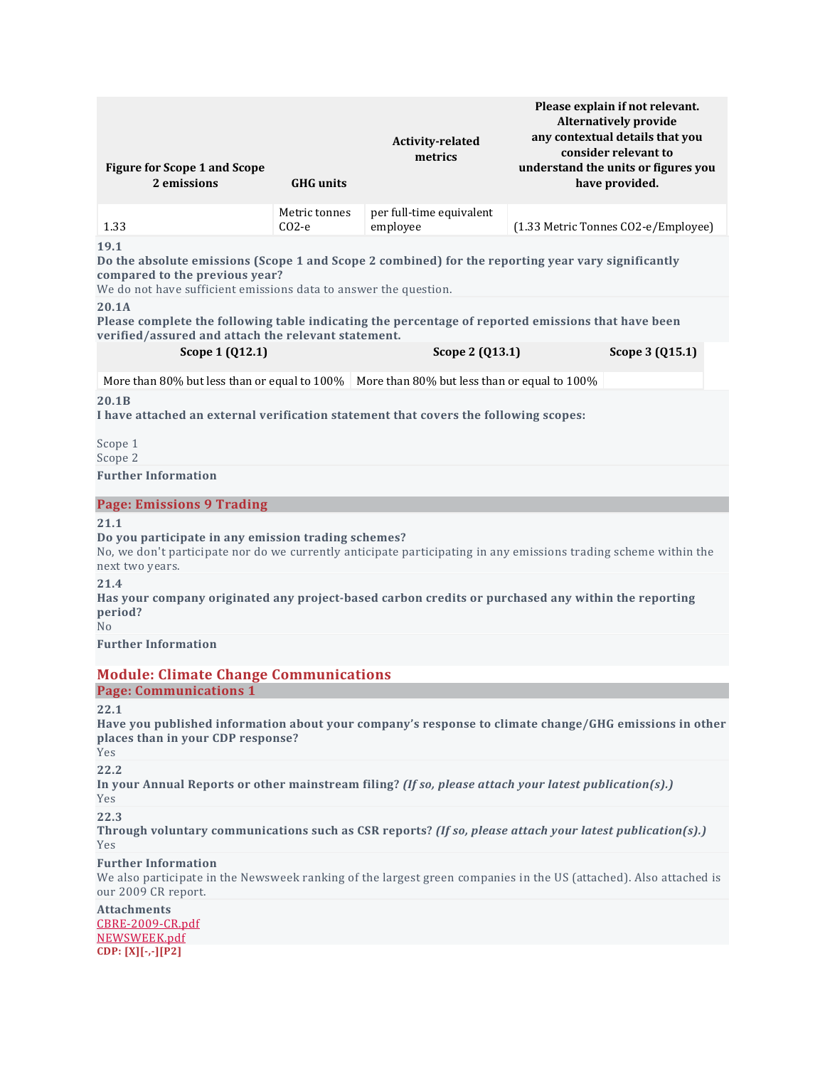| Figure for Scope 1 and Scope 2 emissions | GHG units | Activity-related metrics | Please explain if not relevant. Alternatively provide any contextual details that you consider relevant to understand the units or figures you have provided. |
|---|---|---|---|
| 1.33 | Metric tonnes CO2-e | per full-time equivalent employee | (1.33 Metric Tonnes CO2-e/Employee) |

**19.1**

**Do the absolute emissions (Scope 1 and Scope 2 combined) for the reporting year vary significantly compared to the previous year?**

We do not have sufficient emissions data to answer the question.

**20.1A**

**Please complete the following table indicating the percentage of reported emissions that have been verified/assured and attach the relevant statement.**

| Scope 1 (Q12.1) | Scope 2 (Q13.1) | Scope 3 (Q15.1) |
|---|---|---|
| More than 80% but less than or equal to 100% | More than 80% but less than or equal to 100% | |

**20.1B**

**I have attached an external verification statement that covers the following scopes:**

Scope 1
Scope 2

**Further Information**

## Page: Emissions 9 Trading

**21.1**

**Do you participate in any emission trading schemes?**

No, we don't participate nor do we currently anticipate participating in any emissions trading scheme within the next two years.

**21.4**

**Has your company originated any project-based carbon credits or purchased any within the reporting period?**

No

**Further Information**

# Module: Climate Change Communications

## Page: Communications 1

**22.1**

**Have you published information about your company's response to climate change/GHG emissions in other places than in your CDP response?**

Yes

**22.2**

**In your Annual Reports or other mainstream filing?** ***(If so, please attach your latest publication(s).)***

Yes

**22.3**

**Through voluntary communications such as CSR reports?** ***(If so, please attach your latest publication(s).)***

Yes

**Further Information**

We also participate in the Newsweek ranking of the largest green companies in the US (attached). Also attached is our 2009 CR report.

**Attachments**

CBRE-2009-CR.pdf
NEWSWEEK.pdf

CDP: [X][-,-][P2]